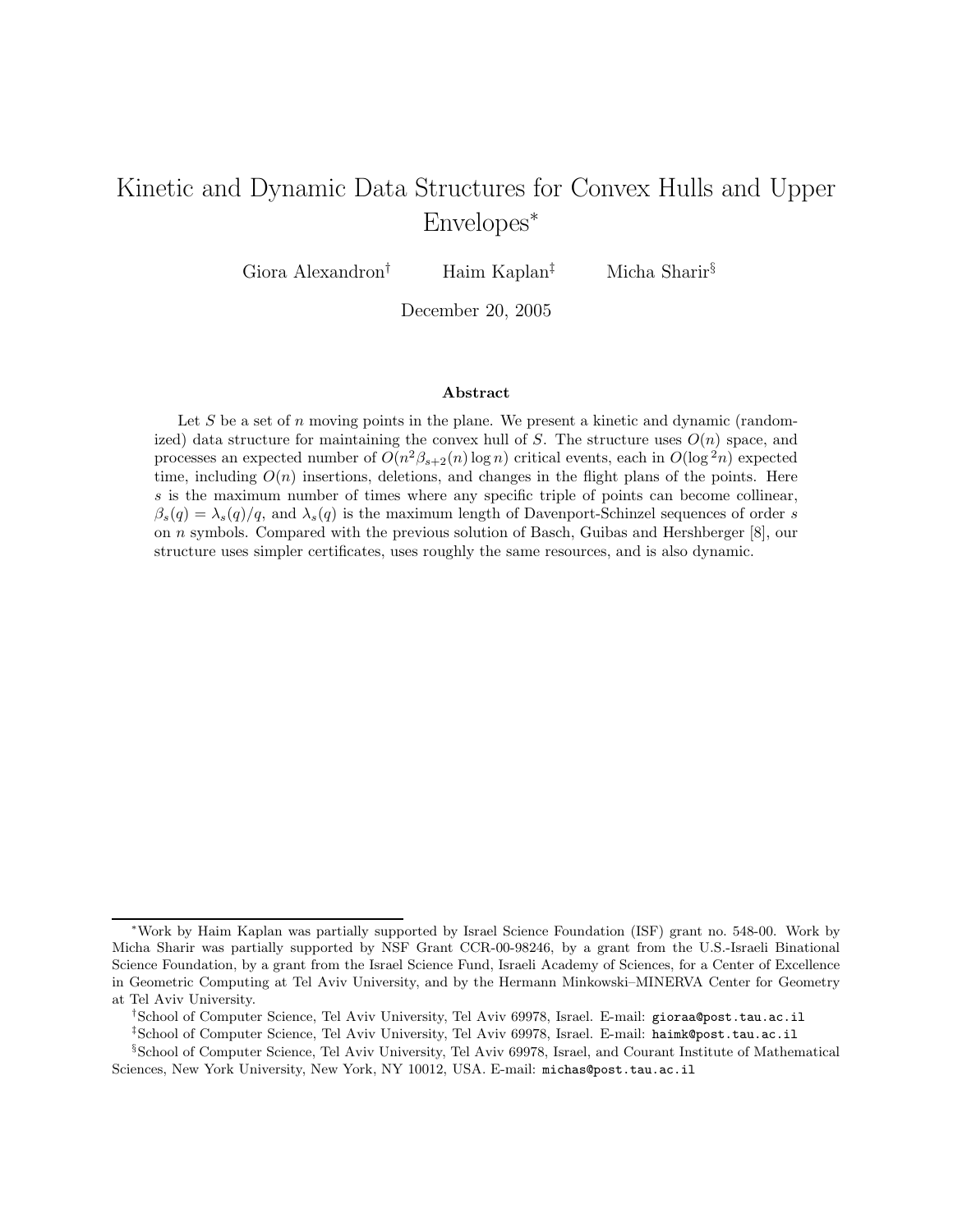# Kinetic and Dynamic Data Structures for Convex Hulls and Upper Envelopes*

Giora Alexandron[†] Haim Kaplan[‡] Micha Sharir[§]

December 20, 2005

### Abstract

Let $S$ be a set of $n$ moving points in the plane. We present a kinetic and dynamic (randomized) data structure for maintaining the convex hull of $S$. The structure uses $O(n)$ space, and processes an expected number of $O(n^2\beta_{s+2}(n)\log n)$ critical events, each in $O(\log^2 n)$ expected time, including $O(n)$ insertions, deletions, and changes in the flight plans of the points. Here $s$ is the maximum number of times where any specific triple of points can become collinear, $\beta_s(q) = \lambda_s(q)/q$, and $\lambda_s(q)$ is the maximum length of Davenport-Schinzel sequences of order $s$ on $n$ symbols. Compared with the previous solution of Basch, Guibas and Hershberger [8], our structure uses simpler certificates, uses roughly the same resources, and is also dynamic.

---

*Work by Haim Kaplan was partially supported by Israel Science Foundation (ISF) grant no. 548-00. Work by Micha Sharir was partially supported by NSF Grant CCR-00-98246, by a grant from the U.S.-Israeli Binational Science Foundation, by a grant from the Israel Science Fund, Israeli Academy of Sciences, for a Center of Excellence in Geometric Computing at Tel Aviv University, and by the Hermann Minkowski–MINERVA Center for Geometry at Tel Aviv University.

[†]School of Computer Science, Tel Aviv University, Tel Aviv 69978, Israel. E-mail: gioraa@post.tau.ac.il

[‡]School of Computer Science, Tel Aviv University, Tel Aviv 69978, Israel. E-mail: haimk@post.tau.ac.il

[§]School of Computer Science, Tel Aviv University, Tel Aviv 69978, Israel, and Courant Institute of Mathematical Sciences, New York University, New York, NY 10012, USA. E-mail: michas@post.tau.ac.il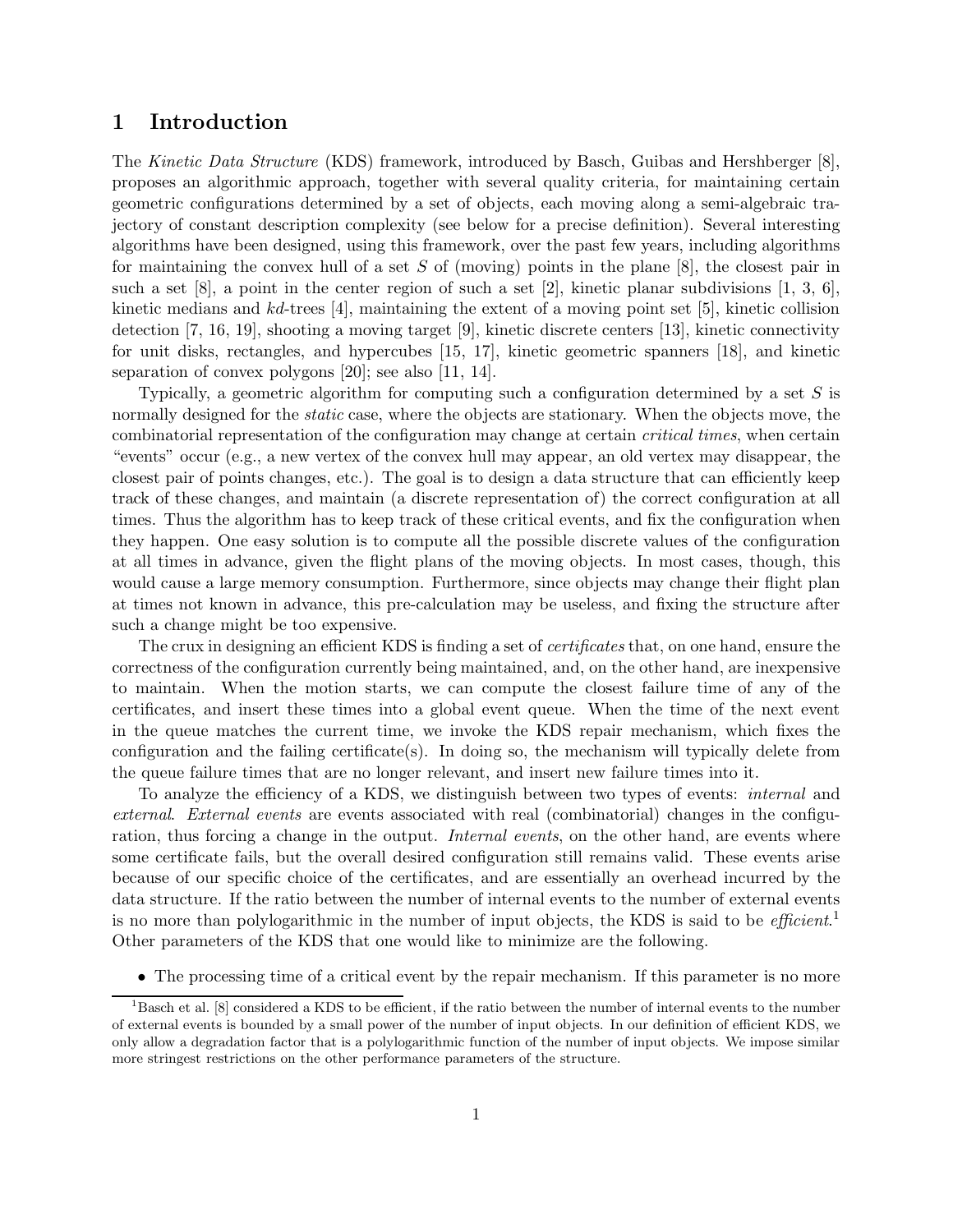# 1 Introduction

The *Kinetic Data Structure* (KDS) framework, introduced by Basch, Guibas and Hershberger [8], proposes an algorithmic approach, together with several quality criteria, for maintaining certain geometric configurations determined by a set of objects, each moving along a semi-algebraic trajectory of constant description complexity (see below for a precise definition). Several interesting algorithms have been designed, using this framework, over the past few years, including algorithms for maintaining the convex hull of a set $S$ of (moving) points in the plane [8], the closest pair in such a set [8], a point in the center region of such a set [2], kinetic planar subdivisions [1, 3, 6], kinetic medians and *kd*-trees [4], maintaining the extent of a moving point set [5], kinetic collision detection [7, 16, 19], shooting a moving target [9], kinetic discrete centers [13], kinetic connectivity for unit disks, rectangles, and hypercubes [15, 17], kinetic geometric spanners [18], and kinetic separation of convex polygons [20]; see also [11, 14].

Typically, a geometric algorithm for computing such a configuration determined by a set $S$ is normally designed for the *static* case, where the objects are stationary. When the objects move, the combinatorial representation of the configuration may change at certain *critical times*, when certain "events" occur (e.g., a new vertex of the convex hull may appear, an old vertex may disappear, the closest pair of points changes, etc.). The goal is to design a data structure that can efficiently keep track of these changes, and maintain (a discrete representation of) the correct configuration at all times. Thus the algorithm has to keep track of these critical events, and fix the configuration when they happen. One easy solution is to compute all the possible discrete values of the configuration at all times in advance, given the flight plans of the moving objects. In most cases, though, this would cause a large memory consumption. Furthermore, since objects may change their flight plan at times not known in advance, this pre-calculation may be useless, and fixing the structure after such a change might be too expensive.

The crux in designing an efficient KDS is finding a set of *certificates* that, on one hand, ensure the correctness of the configuration currently being maintained, and, on the other hand, are inexpensive to maintain. When the motion starts, we can compute the closest failure time of any of the certificates, and insert these times into a global event queue. When the time of the next event in the queue matches the current time, we invoke the KDS repair mechanism, which fixes the configuration and the failing certificate(s). In doing so, the mechanism will typically delete from the queue failure times that are no longer relevant, and insert new failure times into it.

To analyze the efficiency of a KDS, we distinguish between two types of events: *internal* and *external*. *External events* are events associated with real (combinatorial) changes in the configuration, thus forcing a change in the output. *Internal events*, on the other hand, are events where some certificate fails, but the overall desired configuration still remains valid. These events arise because of our specific choice of the certificates, and are essentially an overhead incurred by the data structure. If the ratio between the number of internal events to the number of external events is no more than polylogarithmic in the number of input objects, the KDS is said to be *efficient*.[1] Other parameters of the KDS that one would like to minimize are the following.

- The processing time of a critical event by the repair mechanism. If this parameter is no more

[1] Basch et al. [8] considered a KDS to be efficient, if the ratio between the number of internal events to the number of external events is bounded by a small power of the number of input objects. In our definition of efficient KDS, we only allow a degradation factor that is a polylogarithmic function of the number of input objects. We impose similar more stringest restrictions on the other performance parameters of the structure.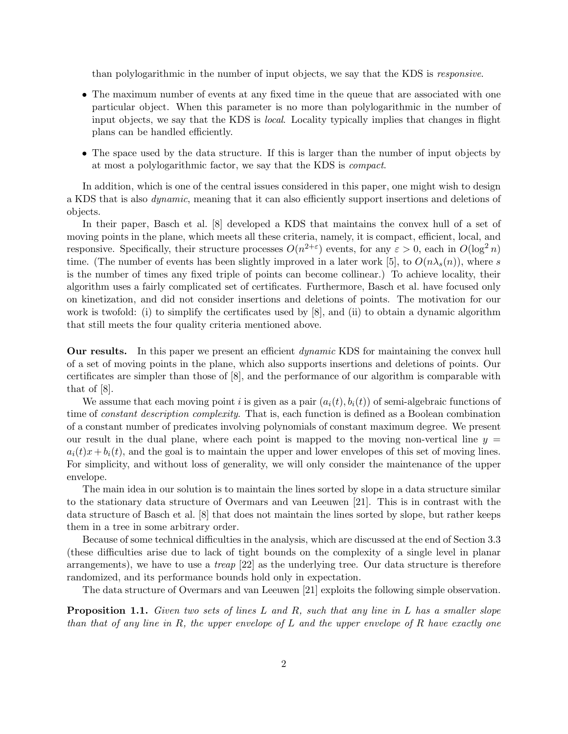than polylogarithmic in the number of input objects, we say that the KDS is *responsive*.

- The maximum number of events at any fixed time in the queue that are associated with one particular object. When this parameter is no more than polylogarithmic in the number of input objects, we say that the KDS is *local*. Locality typically implies that changes in flight plans can be handled efficiently.
- The space used by the data structure. If this is larger than the number of input objects by at most a polylogarithmic factor, we say that the KDS is *compact*.

In addition, which is one of the central issues considered in this paper, one might wish to design a KDS that is also *dynamic*, meaning that it can also efficiently support insertions and deletions of objects.

In their paper, Basch et al. [8] developed a KDS that maintains the convex hull of a set of moving points in the plane, which meets all these criteria, namely, it is compact, efficient, local, and responsive. Specifically, their structure processes $O(n^{2+\varepsilon})$ events, for any $\varepsilon > 0$, each in $O(\log^2 n)$ time. (The number of events has been slightly improved in a later work [5], to $O(n\lambda_s(n))$, where $s$ is the number of times any fixed triple of points can become collinear.) To achieve locality, their algorithm uses a fairly complicated set of certificates. Furthermore, Basch et al. have focused only on kinetization, and did not consider insertions and deletions of points. The motivation for our work is twofold: (i) to simplify the certificates used by [8], and (ii) to obtain a dynamic algorithm that still meets the four quality criteria mentioned above.

**Our results.** In this paper we present an efficient *dynamic* KDS for maintaining the convex hull of a set of moving points in the plane, which also supports insertions and deletions of points. Our certificates are simpler than those of [8], and the performance of our algorithm is comparable with that of [8].

We assume that each moving point $i$ is given as a pair $(a_i(t), b_i(t))$ of semi-algebraic functions of time of *constant description complexity*. That is, each function is defined as a Boolean combination of a constant number of predicates involving polynomials of constant maximum degree. We present our result in the dual plane, where each point is mapped to the moving non-vertical line $y = a_i(t)x + b_i(t)$, and the goal is to maintain the upper and lower envelopes of this set of moving lines. For simplicity, and without loss of generality, we will only consider the maintenance of the upper envelope.

The main idea in our solution is to maintain the lines sorted by slope in a data structure similar to the stationary data structure of Overmars and van Leeuwen [21]. This is in contrast with the data structure of Basch et al. [8] that does not maintain the lines sorted by slope, but rather keeps them in a tree in some arbitrary order.

Because of some technical difficulties in the analysis, which are discussed at the end of Section 3.3 (these difficulties arise due to lack of tight bounds on the complexity of a single level in planar arrangements), we have to use a *treap* [22] as the underlying tree. Our data structure is therefore randomized, and its performance bounds hold only in expectation.

The data structure of Overmars and van Leeuwen [21] exploits the following simple observation.

**Proposition 1.1.** *Given two sets of lines $L$ and $R$, such that any line in $L$ has a smaller slope than that of any line in $R$, the upper envelope of $L$ and the upper envelope of $R$ have exactly one*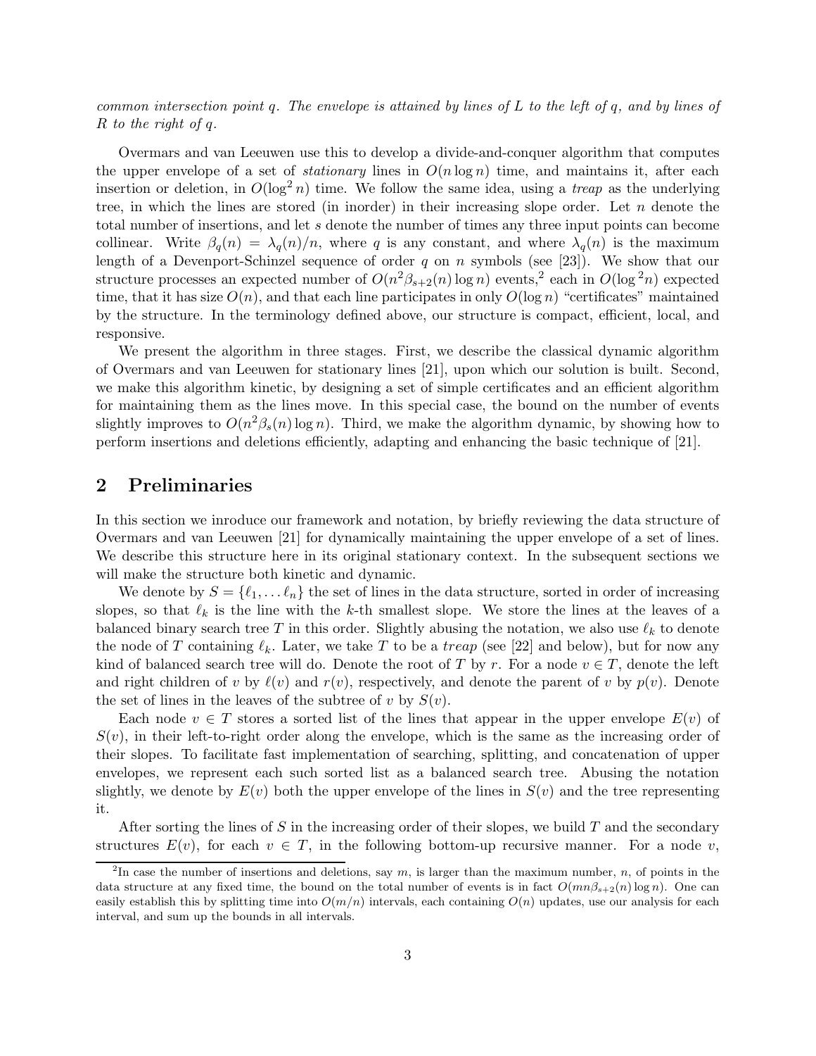*common intersection point q. The envelope is attained by lines of L to the left of q, and by lines of R to the right of q.*

Overmars and van Leeuwen use this to develop a divide-and-conquer algorithm that computes the upper envelope of a set of *stationary* lines in $O(n \log n)$ time, and maintains it, after each insertion or deletion, in $O(\log^2 n)$ time. We follow the same idea, using a *treap* as the underlying tree, in which the lines are stored (in inorder) in their increasing slope order. Let $n$ denote the total number of insertions, and let $s$ denote the number of times any three input points can become collinear. Write $\beta_q(n) = \lambda_q(n)/n$, where $q$ is any constant, and where $\lambda_q(n)$ is the maximum length of a Devenport-Schinzel sequence of order $q$ on $n$ symbols (see [23]). We show that our structure processes an expected number of $O(n^2 \beta_{s+2}(n) \log n)$ events,[2] each in $O(\log^2 n)$ expected time, that it has size $O(n)$, and that each line participates in only $O(\log n)$ "certificates" maintained by the structure. In the terminology defined above, our structure is compact, efficient, local, and responsive.

We present the algorithm in three stages. First, we describe the classical dynamic algorithm of Overmars and van Leeuwen for stationary lines [21], upon which our solution is built. Second, we make this algorithm kinetic, by designing a set of simple certificates and an efficient algorithm for maintaining them as the lines move. In this special case, the bound on the number of events slightly improves to $O(n^2 \beta_s(n) \log n)$. Third, we make the algorithm dynamic, by showing how to perform insertions and deletions efficiently, adapting and enhancing the basic technique of [21].

## 2 Preliminaries

In this section we inroduce our framework and notation, by briefly reviewing the data structure of Overmars and van Leeuwen [21] for dynamically maintaining the upper envelope of a set of lines. We describe this structure here in its original stationary context. In the subsequent sections we will make the structure both kinetic and dynamic.

We denote by $S = \{\ell_1, \dots \ell_n\}$ the set of lines in the data structure, sorted in order of increasing slopes, so that $\ell_k$ is the line with the $k$-th smallest slope. We store the lines at the leaves of a balanced binary search tree $T$ in this order. Slightly abusing the notation, we also use $\ell_k$ to denote the node of $T$ containing $\ell_k$. Later, we take $T$ to be a *treap* (see [22] and below), but for now any kind of balanced search tree will do. Denote the root of $T$ by $r$. For a node $v \in T$, denote the left and right children of $v$ by $\ell(v)$ and $r(v)$, respectively, and denote the parent of $v$ by $p(v)$. Denote the set of lines in the leaves of the subtree of $v$ by $S(v)$.

Each node $v \in T$ stores a sorted list of the lines that appear in the upper envelope $E(v)$ of $S(v)$, in their left-to-right order along the envelope, which is the same as the increasing order of their slopes. To facilitate fast implementation of searching, splitting, and concatenation of upper envelopes, we represent each such sorted list as a balanced search tree. Abusing the notation slightly, we denote by $E(v)$ both the upper envelope of the lines in $S(v)$ and the tree representing it.

After sorting the lines of $S$ in the increasing order of their slopes, we build $T$ and the secondary structures $E(v)$, for each $v \in T$, in the following bottom-up recursive manner. For a node $v$,

[2] In case the number of insertions and deletions, say $m$, is larger than the maximum number, $n$, of points in the data structure at any fixed time, the bound on the total number of events is in fact $O(mn\beta_{s+2}(n) \log n)$. One can easily establish this by splitting time into $O(m/n)$ intervals, each containing $O(n)$ updates, use our analysis for each interval, and sum up the bounds in all intervals.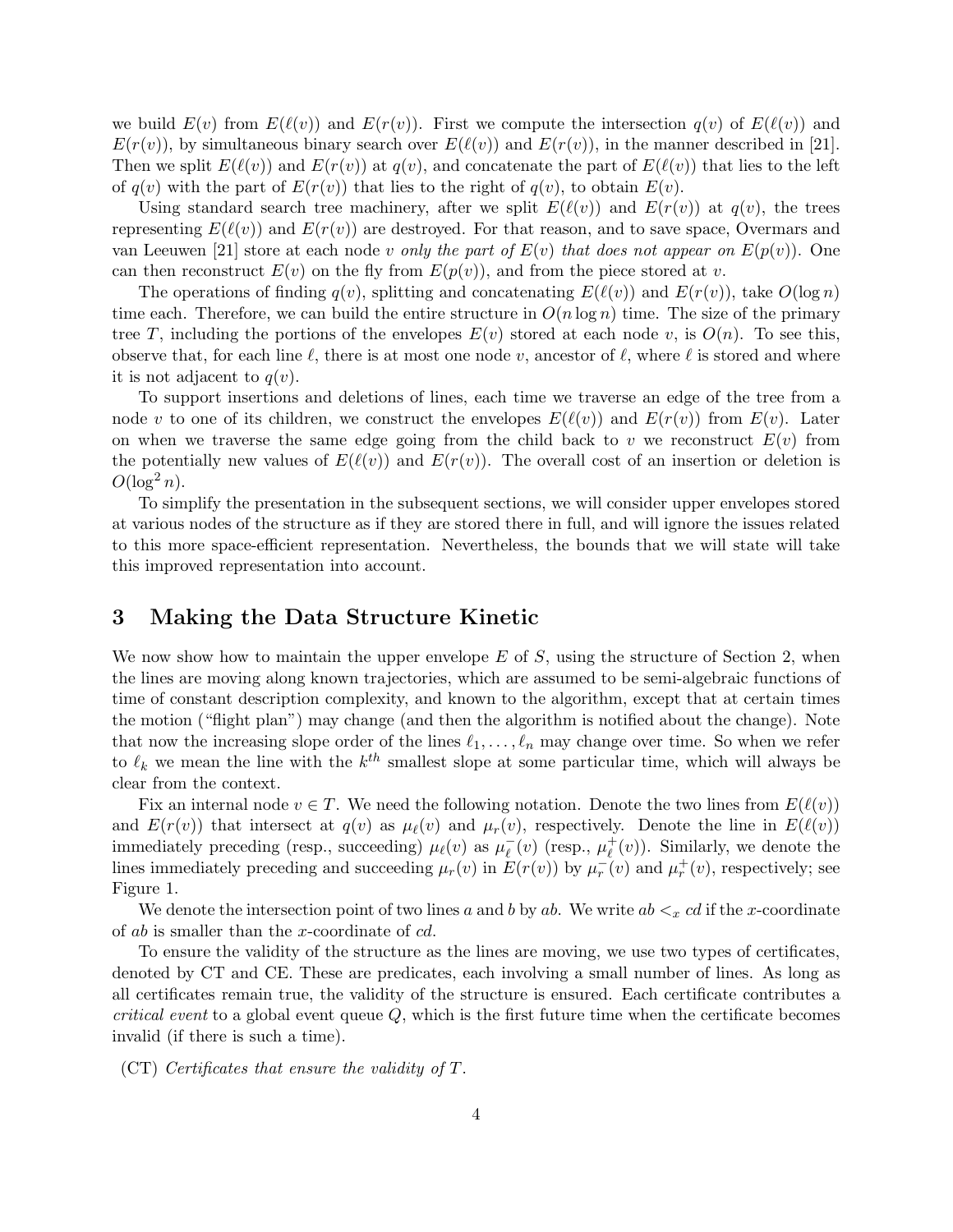we build $E(v)$ from $E(\ell(v))$ and $E(r(v))$. First we compute the intersection $q(v)$ of $E(\ell(v))$ and $E(r(v))$, by simultaneous binary search over $E(\ell(v))$ and $E(r(v))$, in the manner described in [21]. Then we split $E(\ell(v))$ and $E(r(v))$ at $q(v)$, and concatenate the part of $E(\ell(v))$ that lies to the left of $q(v)$ with the part of $E(r(v))$ that lies to the right of $q(v)$, to obtain $E(v)$.

Using standard search tree machinery, after we split $E(\ell(v))$ and $E(r(v))$ at $q(v)$, the trees representing $E(\ell(v))$ and $E(r(v))$ are destroyed. For that reason, and to save space, Overmars and van Leeuwen [21] store at each node $v$ *only the part of $E(v)$ that does not appear on $E(p(v))$*. One can then reconstruct $E(v)$ on the fly from $E(p(v))$, and from the piece stored at $v$.

The operations of finding $q(v)$, splitting and concatenating $E(\ell(v))$ and $E(r(v))$, take $O(\log n)$ time each. Therefore, we can build the entire structure in $O(n \log n)$ time. The size of the primary tree $T$, including the portions of the envelopes $E(v)$ stored at each node $v$, is $O(n)$. To see this, observe that, for each line $\ell$, there is at most one node $v$, ancestor of $\ell$, where $\ell$ is stored and where it is not adjacent to $q(v)$.

To support insertions and deletions of lines, each time we traverse an edge of the tree from a node $v$ to one of its children, we construct the envelopes $E(\ell(v))$ and $E(r(v))$ from $E(v)$. Later on when we traverse the same edge going from the child back to $v$ we reconstruct $E(v)$ from the potentially new values of $E(\ell(v))$ and $E(r(v))$. The overall cost of an insertion or deletion is $O(\log^2 n)$.

To simplify the presentation in the subsequent sections, we will consider upper envelopes stored at various nodes of the structure as if they are stored there in full, and will ignore the issues related to this more space-efficient representation. Nevertheless, the bounds that we will state will take this improved representation into account.

# 3 Making the Data Structure Kinetic

We now show how to maintain the upper envelope $E$ of $S$, using the structure of Section 2, when the lines are moving along known trajectories, which are assumed to be semi-algebraic functions of time of constant description complexity, and known to the algorithm, except that at certain times the motion ("flight plan") may change (and then the algorithm is notified about the change). Note that now the increasing slope order of the lines $\ell_1, \ldots, \ell_n$ may change over time. So when we refer to $\ell_k$ we mean the line with the $k^{th}$ smallest slope at some particular time, which will always be clear from the context.

Fix an internal node $v \in T$. We need the following notation. Denote the two lines from $E(\ell(v))$ and $E(r(v))$ that intersect at $q(v)$ as $\mu_\ell(v)$ and $\mu_r(v)$, respectively. Denote the line in $E(\ell(v))$ immediately preceding (resp., succeeding) $\mu_\ell(v)$ as $\mu_\ell^-(v)$ (resp., $\mu_\ell^+(v)$). Similarly, we denote the lines immediately preceding and succeeding $\mu_r(v)$ in $E(r(v))$ by $\mu_r^-(v)$ and $\mu_r^+(v)$, respectively; see Figure 1.

We denote the intersection point of two lines $a$ and $b$ by $ab$. We write $ab <_x cd$ if the $x$-coordinate of $ab$ is smaller than the $x$-coordinate of $cd$.

To ensure the validity of the structure as the lines are moving, we use two types of certificates, denoted by CT and CE. These are predicates, each involving a small number of lines. As long as all certificates remain true, the validity of the structure is ensured. Each certificate contributes a *critical event* to a global event queue $Q$, which is the first future time when the certificate becomes invalid (if there is such a time).

(CT) *Certificates that ensure the validity of $T$.*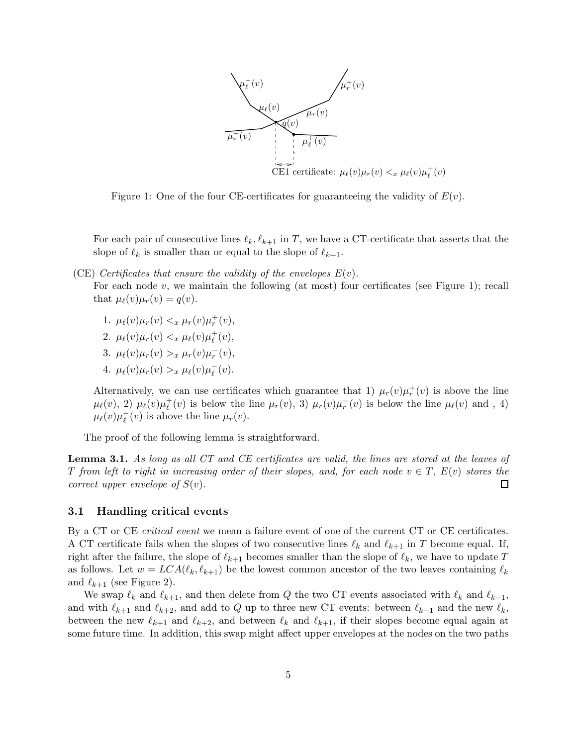Figure 1: One of the four CE-certificates for guaranteeing the validity of $E(v)$.

For each pair of consecutive lines $\ell_k, \ell_{k+1}$ in $T$, we have a CT-certificate that asserts that the slope of $\ell_k$ is smaller than or equal to the slope of $\ell_{k+1}$.

(CE) *Certificates that ensure the validity of the envelopes $E(v)$.*
For each node $v$, we maintain the following (at most) four certificates (see Figure 1); recall that $\mu_\ell(v)\mu_r(v) = q(v)$.

1. $\mu_\ell(v)\mu_r(v) <_x \mu_r(v)\mu_r^+(v)$,
2. $\mu_\ell(v)\mu_r(v) <_x \mu_\ell(v)\mu_\ell^+(v)$,
3. $\mu_\ell(v)\mu_r(v) >_x \mu_r(v)\mu_r^-(v)$,
4. $\mu_\ell(v)\mu_r(v) >_x \mu_\ell(v)\mu_\ell^-(v)$.

Alternatively, we can use certificates which guarantee that 1) $\mu_r(v)\mu_r^+(v)$ is above the line $\mu_\ell(v)$, 2) $\mu_\ell(v)\mu_\ell^+(v)$ is below the line $\mu_r(v)$, 3) $\mu_r(v)\mu_r^-(v)$ is below the line $\mu_\ell(v)$ and , 4) $\mu_\ell(v)\mu_\ell^-(v)$ is above the line $\mu_r(v)$.

The proof of the following lemma is straightforward.

**Lemma 3.1.** *As long as all CT and CE certificates are valid, the lines are stored at the leaves of $T$ from left to right in increasing order of their slopes, and, for each node $v \in T$, $E(v)$ stores the correct upper envelope of $S(v)$.* □

### 3.1 Handling critical events

By a CT or CE *critical event* we mean a failure event of one of the current CT or CE certificates. A CT certificate fails when the slopes of two consecutive lines $\ell_k$ and $\ell_{k+1}$ in $T$ become equal. If, right after the failure, the slope of $\ell_{k+1}$ becomes smaller than the slope of $\ell_k$, we have to update $T$ as follows. Let $w = LCA(\ell_k, \ell_{k+1})$ be the lowest common ancestor of the two leaves containing $\ell_k$ and $\ell_{k+1}$ (see Figure 2).

We swap $\ell_k$ and $\ell_{k+1}$, and then delete from $Q$ the two CT events associated with $\ell_k$ and $\ell_{k-1}$, and with $\ell_{k+1}$ and $\ell_{k+2}$, and add to $Q$ up to three new CT events: between $\ell_{k-1}$ and the new $\ell_k$, between the new $\ell_{k+1}$ and $\ell_{k+2}$, and between $\ell_k$ and $\ell_{k+1}$, if their slopes become equal again at some future time. In addition, this swap might affect upper envelopes at the nodes on the two paths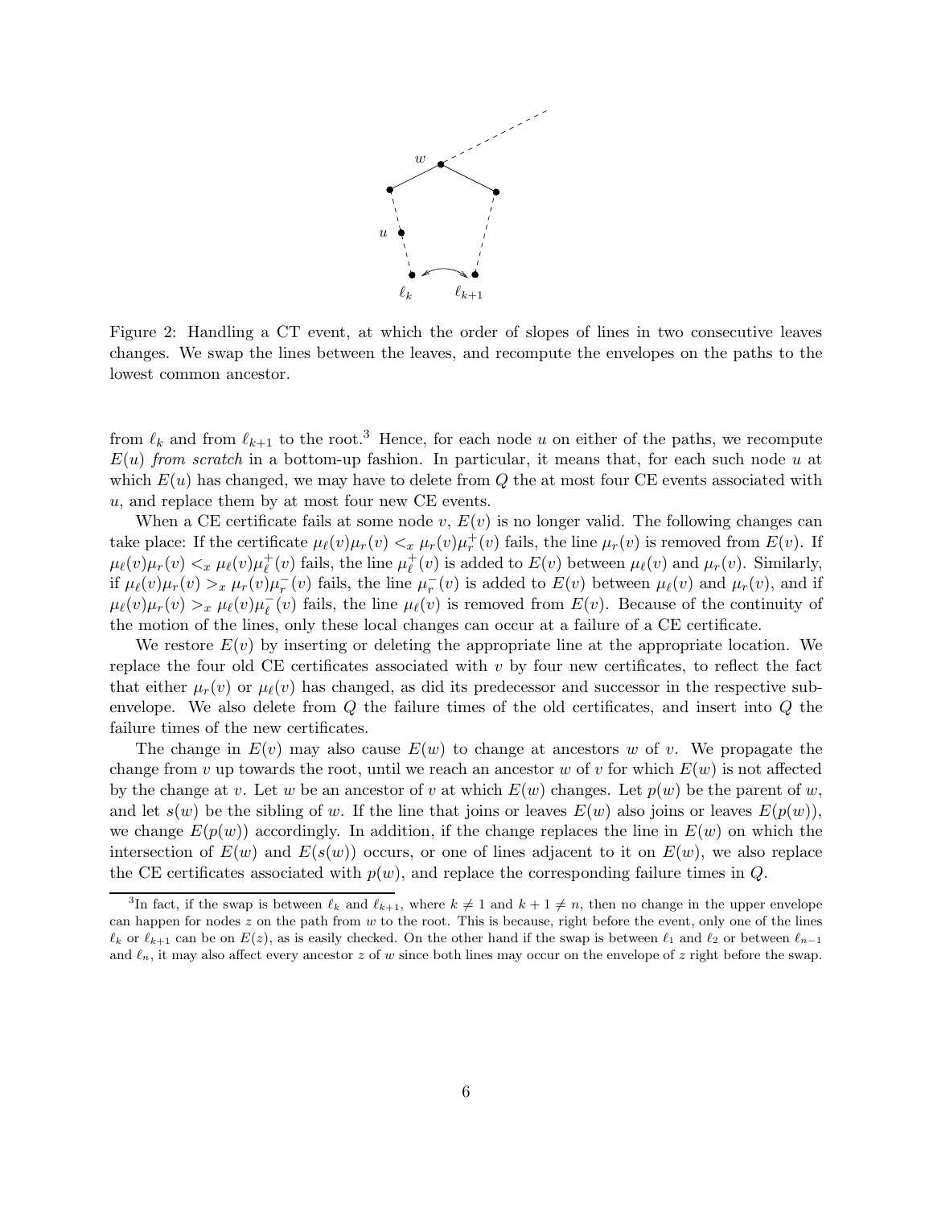Figure 2: Handling a CT event, at which the order of slopes of lines in two consecutive leaves changes. We swap the lines between the leaves, and recompute the envelopes on the paths to the lowest common ancestor.

from $\ell_k$ and from $\ell_{k+1}$ to the root.[3] Hence, for each node $u$ on either of the paths, we recompute $E(u)$ *from scratch* in a bottom-up fashion. In particular, it means that, for each such node $u$ at which $E(u)$ has changed, we may have to delete from $Q$ the at most four CE events associated with $u$, and replace them by at most four new CE events.

When a CE certificate fails at some node $v$, $E(v)$ is no longer valid. The following changes can take place: If the certificate $\mu_\ell(v)\mu_r(v) <_x \mu_r(v)\mu_r^+(v)$ fails, the line $\mu_r(v)$ is removed from $E(v)$. If $\mu_\ell(v)\mu_r(v) <_x \mu_\ell(v)\mu_\ell^+(v)$ fails, the line $\mu_\ell^+(v)$ is added to $E(v)$ between $\mu_\ell(v)$ and $\mu_r(v)$. Similarly, if $\mu_\ell(v)\mu_r(v) >_x \mu_r(v)\mu_r^-(v)$ fails, the line $\mu_r^-(v)$ is added to $E(v)$ between $\mu_\ell(v)$ and $\mu_r(v)$, and if $\mu_\ell(v)\mu_r(v) >_x \mu_\ell(v)\mu_\ell^-(v)$ fails, the line $\mu_\ell(v)$ is removed from $E(v)$. Because of the continuity of the motion of the lines, only these local changes can occur at a failure of a CE certificate.

We restore $E(v)$ by inserting or deleting the appropriate line at the appropriate location. We replace the four old CE certificates associated with $v$ by four new certificates, to reflect the fact that either $\mu_r(v)$ or $\mu_\ell(v)$ has changed, as did its predecessor and successor in the respective sub-envelope. We also delete from $Q$ the failure times of the old certificates, and insert into $Q$ the failure times of the new certificates.

The change in $E(v)$ may also cause $E(w)$ to change at ancestors $w$ of $v$. We propagate the change from $v$ up towards the root, until we reach an ancestor $w$ of $v$ for which $E(w)$ is not affected by the change at $v$. Let $w$ be an ancestor of $v$ at which $E(w)$ changes. Let $p(w)$ be the parent of $w$, and let $s(w)$ be the sibling of $w$. If the line that joins or leaves $E(w)$ also joins or leaves $E(p(w))$, we change $E(p(w))$ accordingly. In addition, if the change replaces the line in $E(w)$ on which the intersection of $E(w)$ and $E(s(w))$ occurs, or one of lines adjacent to it on $E(w)$, we also replace the CE certificates associated with $p(w)$, and replace the corresponding failure times in $Q$.

[3] In fact, if the swap is between $\ell_k$ and $\ell_{k+1}$, where $k \neq 1$ and $k + 1 \neq n$, then no change in the upper envelope can happen for nodes $z$ on the path from $w$ to the root. This is because, right before the event, only one of the lines $\ell_k$ or $\ell_{k+1}$ can be on $E(z)$, as is easily checked. On the other hand if the swap is between $\ell_1$ and $\ell_2$ or between $\ell_{n-1}$ and $\ell_n$, it may also affect every ancestor $z$ of $w$ since both lines may occur on the envelope of $z$ right before the swap.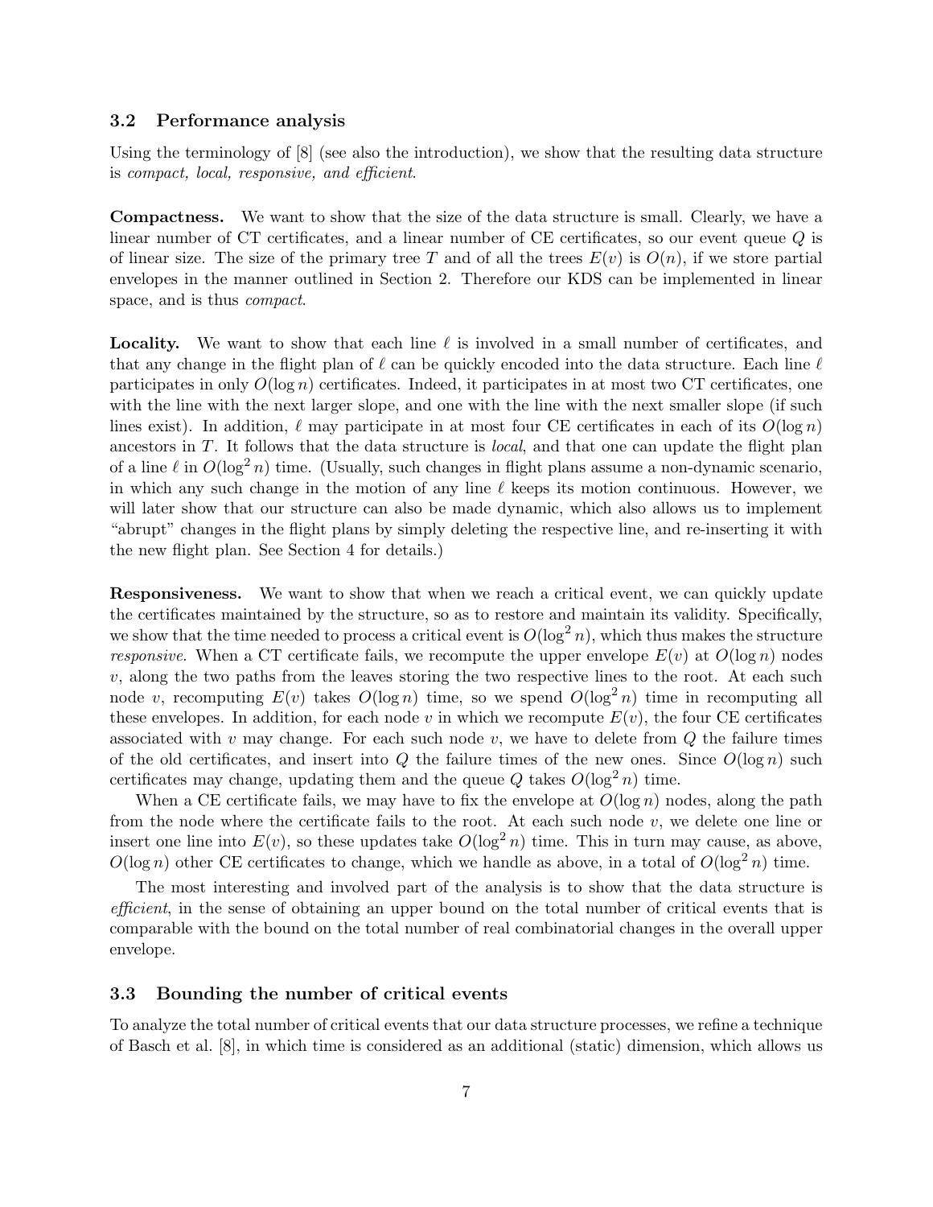### 3.2 Performance analysis

Using the terminology of [8] (see also the introduction), we show that the resulting data structure is *compact, local, responsive, and efficient*.

**Compactness.** We want to show that the size of the data structure is small. Clearly, we have a linear number of CT certificates, and a linear number of CE certificates, so our event queue $Q$ is of linear size. The size of the primary tree $T$ and of all the trees $E(v)$ is $O(n)$, if we store partial envelopes in the manner outlined in Section 2. Therefore our KDS can be implemented in linear space, and is thus *compact*.

**Locality.** We want to show that each line $\ell$ is involved in a small number of certificates, and that any change in the flight plan of $\ell$ can be quickly encoded into the data structure. Each line $\ell$ participates in only $O(\log n)$ certificates. Indeed, it participates in at most two CT certificates, one with the line with the next larger slope, and one with the line with the next smaller slope (if such lines exist). In addition, $\ell$ may participate in at most four CE certificates in each of its $O(\log n)$ ancestors in $T$. It follows that the data structure is *local*, and that one can update the flight plan of a line $\ell$ in $O(\log^2 n)$ time. (Usually, such changes in flight plans assume a non-dynamic scenario, in which any such change in the motion of any line $\ell$ keeps its motion continuous. However, we will later show that our structure can also be made dynamic, which also allows us to implement "abrupt" changes in the flight plans by simply deleting the respective line, and re-inserting it with the new flight plan. See Section 4 for details.)

**Responsiveness.** We want to show that when we reach a critical event, we can quickly update the certificates maintained by the structure, so as to restore and maintain its validity. Specifically, we show that the time needed to process a critical event is $O(\log^2 n)$, which thus makes the structure *responsive*. When a CT certificate fails, we recompute the upper envelope $E(v)$ at $O(\log n)$ nodes $v$, along the two paths from the leaves storing the two respective lines to the root. At each such node $v$, recomputing $E(v)$ takes $O(\log n)$ time, so we spend $O(\log^2 n)$ time in recomputing all these envelopes. In addition, for each node $v$ in which we recompute $E(v)$, the four CE certificates associated with $v$ may change. For each such node $v$, we have to delete from $Q$ the failure times of the old certificates, and insert into $Q$ the failure times of the new ones. Since $O(\log n)$ such certificates may change, updating them and the queue $Q$ takes $O(\log^2 n)$ time.

When a CE certificate fails, we may have to fix the envelope at $O(\log n)$ nodes, along the path from the node where the certificate fails to the root. At each such node $v$, we delete one line or insert one line into $E(v)$, so these updates take $O(\log^2 n)$ time. This in turn may cause, as above, $O(\log n)$ other CE certificates to change, which we handle as above, in a total of $O(\log^2 n)$ time.

The most interesting and involved part of the analysis is to show that the data structure is *efficient*, in the sense of obtaining an upper bound on the total number of critical events that is comparable with the bound on the total number of real combinatorial changes in the overall upper envelope.

### 3.3 Bounding the number of critical events

To analyze the total number of critical events that our data structure processes, we refine a technique of Basch et al. [8], in which time is considered as an additional (static) dimension, which allows us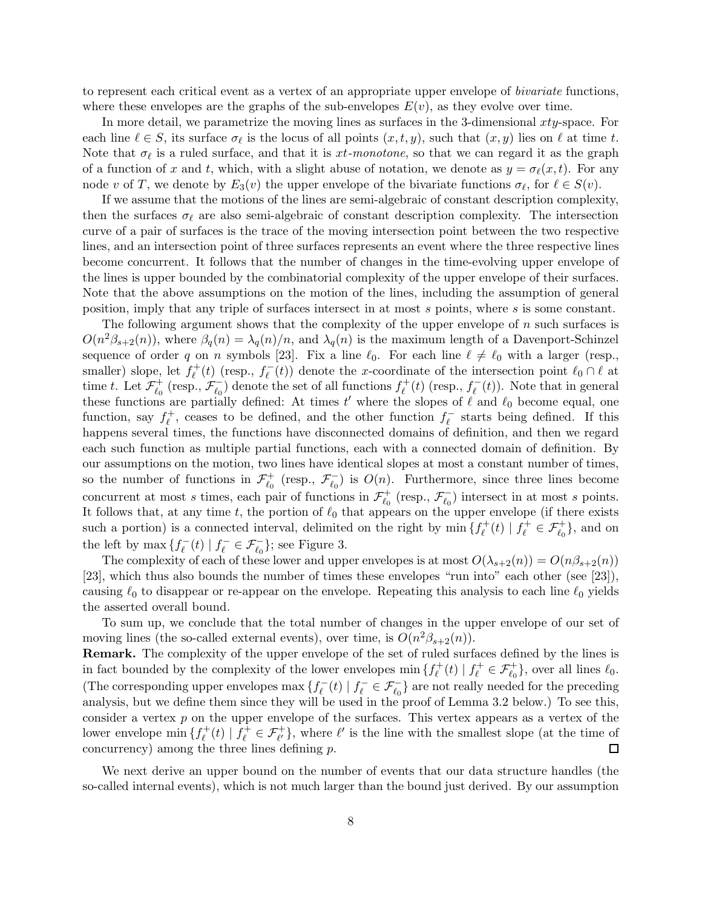to represent each critical event as a vertex of an appropriate upper envelope of *bivariate* functions, where these envelopes are the graphs of the sub-envelopes $E(v)$, as they evolve over time.

In more detail, we parametrize the moving lines as surfaces in the 3-dimensional $xty$-space. For each line $\ell \in S$, its surface $\sigma_\ell$ is the locus of all points $(x, t, y)$, such that $(x, y)$ lies on $\ell$ at time $t$. Note that $\sigma_\ell$ is a ruled surface, and that it is *$xt$-monotone*, so that we can regard it as the graph of a function of $x$ and $t$, which, with a slight abuse of notation, we denote as $y = \sigma_\ell(x, t)$. For any node $v$ of $T$, we denote by $E_3(v)$ the upper envelope of the bivariate functions $\sigma_\ell$, for $\ell \in S(v)$.

If we assume that the motions of the lines are semi-algebraic of constant description complexity, then the surfaces $\sigma_\ell$ are also semi-algebraic of constant description complexity. The intersection curve of a pair of surfaces is the trace of the moving intersection point between the two respective lines, and an intersection point of three surfaces represents an event where the three respective lines become concurrent. It follows that the number of changes in the time-evolving upper envelope of the lines is upper bounded by the combinatorial complexity of the upper envelope of their surfaces. Note that the above assumptions on the motion of the lines, including the assumption of general position, imply that any triple of surfaces intersect in at most $s$ points, where $s$ is some constant.

The following argument shows that the complexity of the upper envelope of $n$ such surfaces is $O(n^2\beta_{s+2}(n))$, where $\beta_q(n) = \lambda_q(n)/n$, and $\lambda_q(n)$ is the maximum length of a Davenport-Schinzel sequence of order $q$ on $n$ symbols [23]. Fix a line $\ell_0$. For each line $\ell \neq \ell_0$ with a larger (resp., smaller) slope, let $f_\ell^+(t)$ (resp., $f_\ell^-(t)$) denote the $x$-coordinate of the intersection point $\ell_0 \cap \ell$ at time $t$. Let $\mathcal{F}_{\ell_0}^+$ (resp., $\mathcal{F}_{\ell_0}^-$) denote the set of all functions $f_\ell^+(t)$ (resp., $f_\ell^-(t)$). Note that in general these functions are partially defined: At times $t'$ where the slopes of $\ell$ and $\ell_0$ become equal, one function, say $f_\ell^+$, ceases to be defined, and the other function $f_\ell^-$ starts being defined. If this happens several times, the functions have disconnected domains of definition, and then we regard each such function as multiple partial functions, each with a connected domain of definition. By our assumptions on the motion, two lines have identical slopes at most a constant number of times, so the number of functions in $\mathcal{F}_{\ell_0}^+$ (resp., $\mathcal{F}_{\ell_0}^-$) is $O(n)$. Furthermore, since three lines become concurrent at most $s$ times, each pair of functions in $\mathcal{F}_{\ell_0}^+$ (resp., $\mathcal{F}_{\ell_0}^-$) intersect in at most $s$ points. It follows that, at any time $t$, the portion of $\ell_0$ that appears on the upper envelope (if there exists such a portion) is a connected interval, delimited on the right by $\min\{f_\ell^+(t) \mid f_\ell^+ \in \mathcal{F}_{\ell_0}^+\}$, and on the left by $\max\{f_\ell^-(t) \mid f_\ell^- \in \mathcal{F}_{\ell_0}^-\}$; see Figure 3.

The complexity of each of these lower and upper envelopes is at most $O(\lambda_{s+2}(n)) = O(n\beta_{s+2}(n))$ [23], which thus also bounds the number of times these envelopes "run into" each other (see [23]), causing $\ell_0$ to disappear or re-appear on the envelope. Repeating this analysis to each line $\ell_0$ yields the asserted overall bound.

To sum up, we conclude that the total number of changes in the upper envelope of our set of moving lines (the so-called external events), over time, is $O(n^2\beta_{s+2}(n))$.

**Remark.** The complexity of the upper envelope of the set of ruled surfaces defined by the lines is in fact bounded by the complexity of the lower envelopes $\min\{f_\ell^+(t) \mid f_\ell^+ \in \mathcal{F}_{\ell_0}^+\}$, over all lines $\ell_0$. (The corresponding upper envelopes $\max\{f_\ell^-(t) \mid f_\ell^- \in \mathcal{F}_{\ell_0}^-\}$ are not really needed for the preceding analysis, but we define them since they will be used in the proof of Lemma 3.2 below.) To see this, consider a vertex $p$ on the upper envelope of the surfaces. This vertex appears as a vertex of the lower envelope $\min\{f_\ell^+(t) \mid f_\ell^+ \in \mathcal{F}_{\ell'}^+\}$, where $\ell'$ is the line with the smallest slope (at the time of concurrency) among the three lines defining $p$. □

We next derive an upper bound on the number of events that our data structure handles (the so-called internal events), which is not much larger than the bound just derived. By our assumption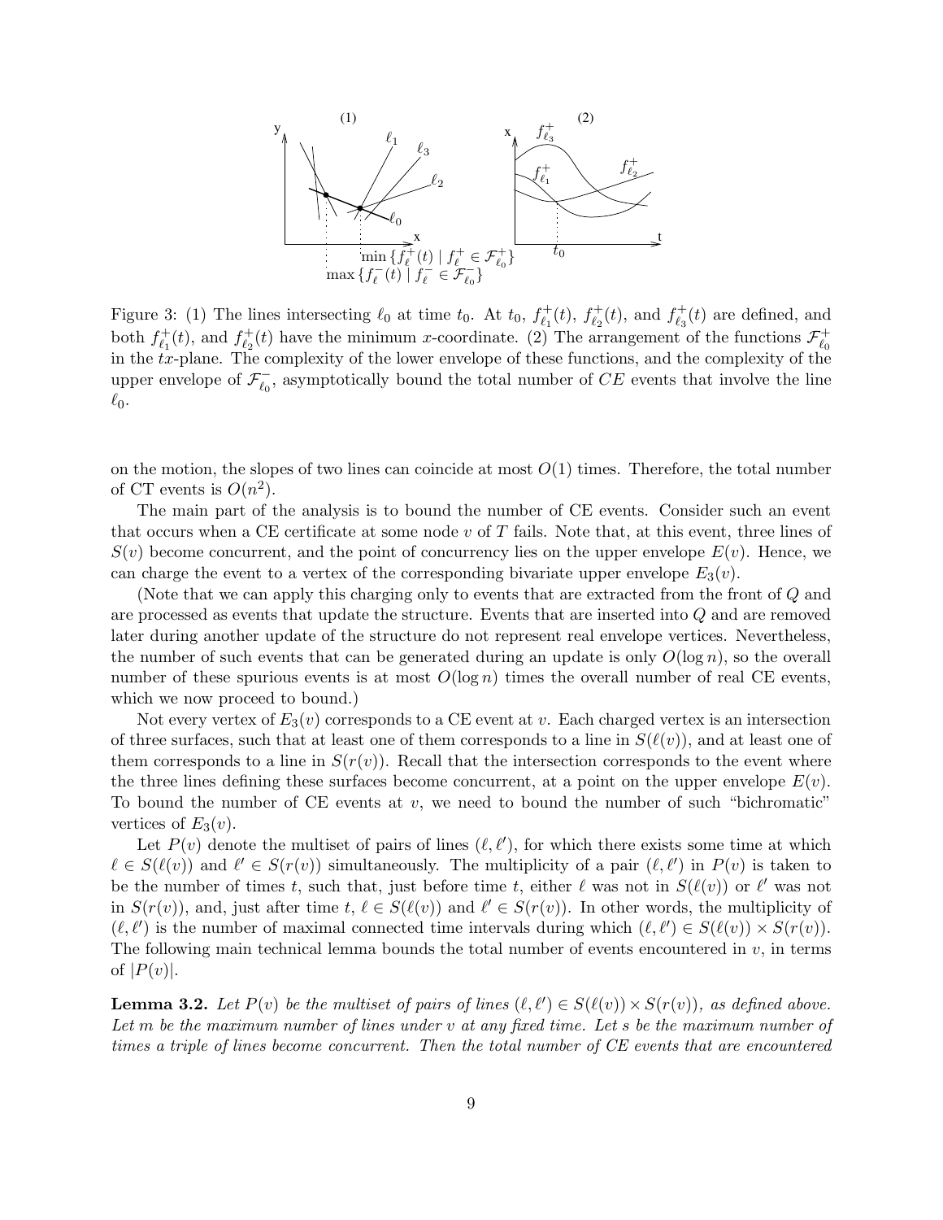Figure 3: (1) The lines intersecting $\ell_0$ at time $t_0$. At $t_0$, $f^+_{\ell_1}(t)$, $f^+_{\ell_2}(t)$, and $f^+_{\ell_3}(t)$ are defined, and both $f^+_{\ell_1}(t)$, and $f^+_{\ell_2}(t)$ have the minimum $x$-coordinate. (2) The arrangement of the functions $\mathcal{F}^+_{\ell_0}$ in the $tx$-plane. The complexity of the lower envelope of these functions, and the complexity of the upper envelope of $\mathcal{F}^-_{\ell_0}$, asymptotically bound the total number of $CE$ events that involve the line $\ell_0$.

on the motion, the slopes of two lines can coincide at most $O(1)$ times. Therefore, the total number of CT events is $O(n^2)$.

The main part of the analysis is to bound the number of CE events. Consider such an event that occurs when a CE certificate at some node $v$ of $T$ fails. Note that, at this event, three lines of $S(v)$ become concurrent, and the point of concurrency lies on the upper envelope $E(v)$. Hence, we can charge the event to a vertex of the corresponding bivariate upper envelope $E_3(v)$.

(Note that we can apply this charging only to events that are extracted from the front of $Q$ and are processed as events that update the structure. Events that are inserted into $Q$ and are removed later during another update of the structure do not represent real envelope vertices. Nevertheless, the number of such events that can be generated during an update is only $O(\log n)$, so the overall number of these spurious events is at most $O(\log n)$ times the overall number of real CE events, which we now proceed to bound.)

Not every vertex of $E_3(v)$ corresponds to a CE event at $v$. Each charged vertex is an intersection of three surfaces, such that at least one of them corresponds to a line in $S(\ell(v))$, and at least one of them corresponds to a line in $S(r(v))$. Recall that the intersection corresponds to the event where the three lines defining these surfaces become concurrent, at a point on the upper envelope $E(v)$. To bound the number of CE events at $v$, we need to bound the number of such "bichromatic" vertices of $E_3(v)$.

Let $P(v)$ denote the multiset of pairs of lines $(\ell, \ell')$, for which there exists some time at which $\ell \in S(\ell(v))$ and $\ell' \in S(r(v))$ simultaneously. The multiplicity of a pair $(\ell, \ell')$ in $P(v)$ is taken to be the number of times $t$, such that, just before time $t$, either $\ell$ was not in $S(\ell(v))$ or $\ell'$ was not in $S(r(v))$, and, just after time $t$, $\ell \in S(\ell(v))$ and $\ell' \in S(r(v))$. In other words, the multiplicity of $(\ell, \ell')$ is the number of maximal connected time intervals during which $(\ell, \ell') \in S(\ell(v)) \times S(r(v))$. The following main technical lemma bounds the total number of events encountered in $v$, in terms of $|P(v)|$.

**Lemma 3.2.** *Let $P(v)$ be the multiset of pairs of lines $(\ell, \ell') \in S(\ell(v)) \times S(r(v))$, as defined above. Let $m$ be the maximum number of lines under $v$ at any fixed time. Let $s$ be the maximum number of times a triple of lines become concurrent. Then the total number of CE events that are encountered*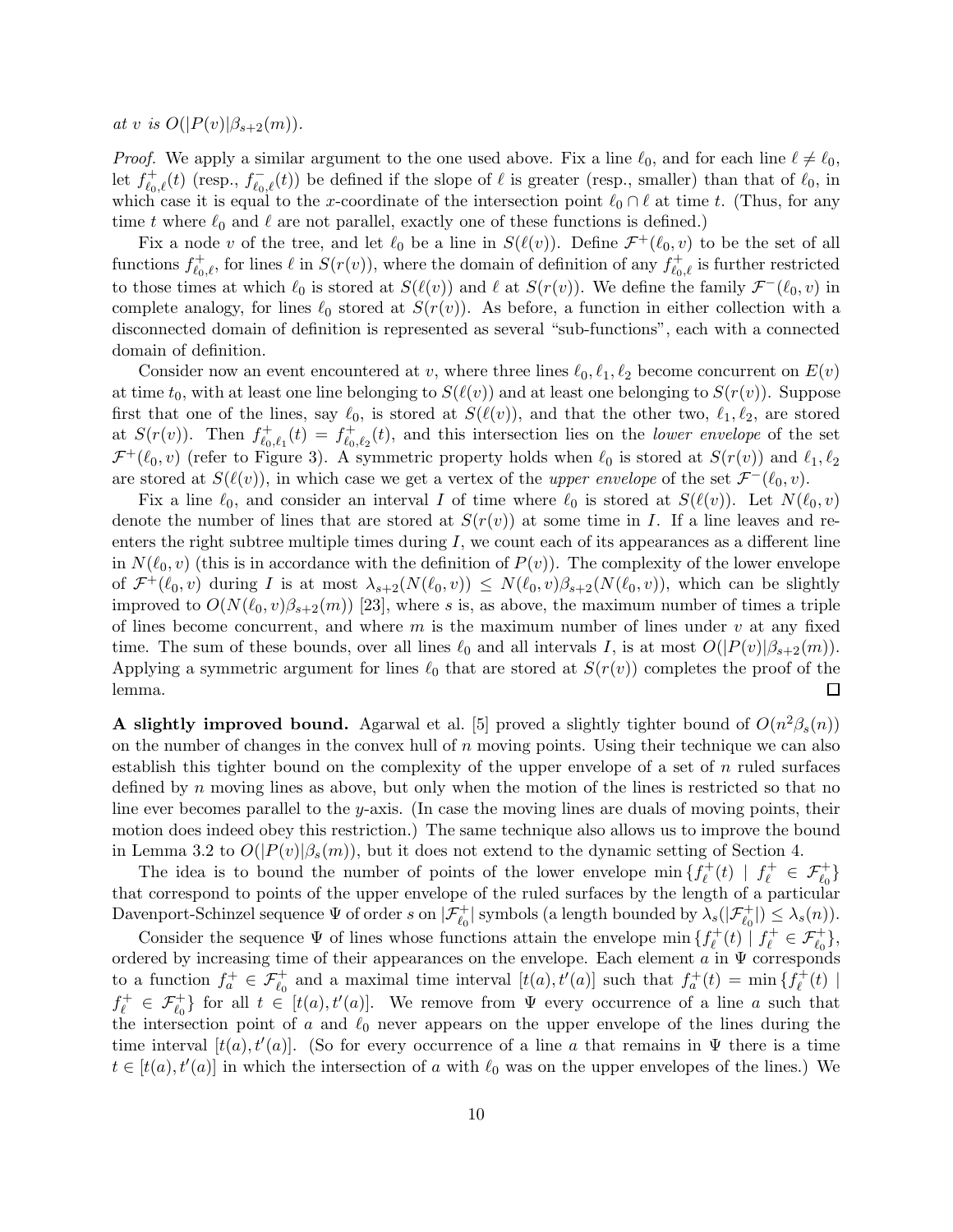*at $v$ is $O(|P(v)|\beta_{s+2}(m))$.*

*Proof.* We apply a similar argument to the one used above. Fix a line $\ell_0$, and for each line $\ell \neq \ell_0$, let $f^+_{\ell_0,\ell}(t)$ (resp., $f^-_{\ell_0,\ell}(t)$) be defined if the slope of $\ell$ is greater (resp., smaller) than that of $\ell_0$, in which case it is equal to the $x$-coordinate of the intersection point $\ell_0 \cap \ell$ at time $t$. (Thus, for any time $t$ where $\ell_0$ and $\ell$ are not parallel, exactly one of these functions is defined.)

Fix a node $v$ of the tree, and let $\ell_0$ be a line in $S(\ell(v))$. Define $\mathcal{F}^+(\ell_0, v)$ to be the set of all functions $f^+_{\ell_0,\ell}$, for lines $\ell$ in $S(r(v))$, where the domain of definition of any $f^+_{\ell_0,\ell}$ is further restricted to those times at which $\ell_0$ is stored at $S(\ell(v))$ and $\ell$ at $S(r(v))$. We define the family $\mathcal{F}^-(\ell_0, v)$ in complete analogy, for lines $\ell_0$ stored at $S(r(v))$. As before, a function in either collection with a disconnected domain of definition is represented as several "sub-functions", each with a connected domain of definition.

Consider now an event encountered at $v$, where three lines $\ell_0, \ell_1, \ell_2$ become concurrent on $E(v)$ at time $t_0$, with at least one line belonging to $S(\ell(v))$ and at least one belonging to $S(r(v))$. Suppose first that one of the lines, say $\ell_0$, is stored at $S(\ell(v))$, and that the other two, $\ell_1, \ell_2$, are stored at $S(r(v))$. Then $f^+_{\ell_0,\ell_1}(t) = f^+_{\ell_0,\ell_2}(t)$, and this intersection lies on the *lower envelope* of the set $\mathcal{F}^+(\ell_0, v)$ (refer to Figure 3). A symmetric property holds when $\ell_0$ is stored at $S(r(v))$ and $\ell_1, \ell_2$ are stored at $S(\ell(v))$, in which case we get a vertex of the *upper envelope* of the set $\mathcal{F}^-(\ell_0, v)$.

Fix a line $\ell_0$, and consider an interval $I$ of time where $\ell_0$ is stored at $S(\ell(v))$. Let $N(\ell_0, v)$ denote the number of lines that are stored at $S(r(v))$ at some time in $I$. If a line leaves and re-enters the right subtree multiple times during $I$, we count each of its appearances as a different line in $N(\ell_0, v)$ (this is in accordance with the definition of $P(v)$). The complexity of the lower envelope of $\mathcal{F}^+(\ell_0, v)$ during $I$ is at most $\lambda_{s+2}(N(\ell_0, v)) \leq N(\ell_0, v)\beta_{s+2}(N(\ell_0, v))$, which can be slightly improved to $O(N(\ell_0, v)\beta_{s+2}(m))$ [23], where $s$ is, as above, the maximum number of times a triple of lines become concurrent, and where $m$ is the maximum number of lines under $v$ at any fixed time. The sum of these bounds, over all lines $\ell_0$ and all intervals $I$, is at most $O(|P(v)|\beta_{s+2}(m))$. Applying a symmetric argument for lines $\ell_0$ that are stored at $S(r(v))$ completes the proof of the lemma. □

**A slightly improved bound.** Agarwal et al. [5] proved a slightly tighter bound of $O(n^2\beta_s(n))$ on the number of changes in the convex hull of $n$ moving points. Using their technique we can also establish this tighter bound on the complexity of the upper envelope of a set of $n$ ruled surfaces defined by $n$ moving lines as above, but only when the motion of the lines is restricted so that no line ever becomes parallel to the $y$-axis. (In case the moving lines are duals of moving points, their motion does indeed obey this restriction.) The same technique also allows us to improve the bound in Lemma 3.2 to $O(|P(v)|\beta_s(m))$, but it does not extend to the dynamic setting of Section 4.

The idea is to bound the number of points of the lower envelope $\min\{f^+_\ell(t) \mid f^+_\ell \in \mathcal{F}^+_{\ell_0}\}$ that correspond to points of the upper envelope of the ruled surfaces by the length of a particular Davenport-Schinzel sequence $\Psi$ of order $s$ on $|\mathcal{F}^+_{\ell_0}|$ symbols (a length bounded by $\lambda_s(|\mathcal{F}^+_{\ell_0}|) \leq \lambda_s(n)$).

Consider the sequence $\Psi$ of lines whose functions attain the envelope $\min\{f^+_\ell(t) \mid f^+_\ell \in \mathcal{F}^+_{\ell_0}\}$, ordered by increasing time of their appearances on the envelope. Each element $a$ in $\Psi$ corresponds to a function $f^+_a \in \mathcal{F}^+_{\ell_0}$ and a maximal time interval $[t(a), t'(a)]$ such that $f^+_a(t) = \min\{f^+_\ell(t) \mid f^+_\ell \in \mathcal{F}^+_{\ell_0}\}$ for all $t \in [t(a), t'(a)]$. We remove from $\Psi$ every occurrence of a line $a$ such that the intersection point of $a$ and $\ell_0$ never appears on the upper envelope of the lines during the time interval $[t(a), t'(a)]$. (So for every occurrence of a line $a$ that remains in $\Psi$ there is a time $t \in [t(a), t'(a)]$ in which the intersection of $a$ with $\ell_0$ was on the upper envelopes of the lines.) We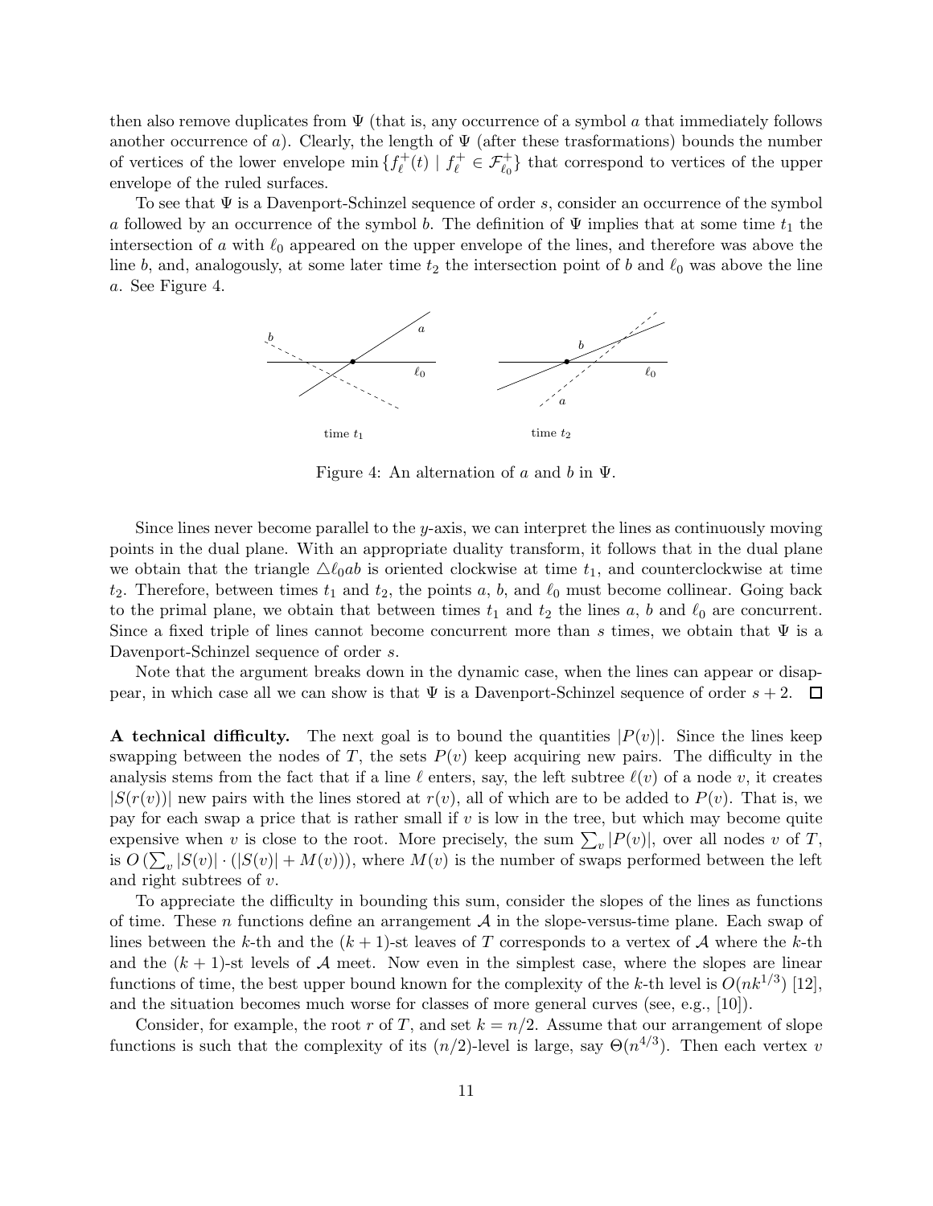then also remove duplicates from $\Psi$ (that is, any occurrence of a symbol $a$ that immediately follows another occurrence of $a$). Clearly, the length of $\Psi$ (after these trasformations) bounds the number of vertices of the lower envelope $\min\{f_\ell^+(t) \mid f_\ell^+ \in \mathcal{F}_{\ell_0}^+\}$ that correspond to vertices of the upper envelope of the ruled surfaces.

To see that $\Psi$ is a Davenport-Schinzel sequence of order $s$, consider an occurrence of the symbol $a$ followed by an occurrence of the symbol $b$. The definition of $\Psi$ implies that at some time $t_1$ the intersection of $a$ with $\ell_0$ appeared on the upper envelope of the lines, and therefore was above the line $b$, and, analogously, at some later time $t_2$ the intersection point of $b$ and $\ell_0$ was above the line $a$. See Figure 4.

Figure 4: An alternation of $a$ and $b$ in $\Psi$.

Since lines never become parallel to the $y$-axis, we can interpret the lines as continuously moving points in the dual plane. With an appropriate duality transform, it follows that in the dual plane we obtain that the triangle $\triangle \ell_0 ab$ is oriented clockwise at time $t_1$, and counterclockwise at time $t_2$. Therefore, between times $t_1$ and $t_2$, the points $a$, $b$, and $\ell_0$ must become collinear. Going back to the primal plane, we obtain that between times $t_1$ and $t_2$ the lines $a$, $b$ and $\ell_0$ are concurrent. Since a fixed triple of lines cannot become concurrent more than $s$ times, we obtain that $\Psi$ is a Davenport-Schinzel sequence of order $s$.

Note that the argument breaks down in the dynamic case, when the lines can appear or disappear, in which case all we can show is that $\Psi$ is a Davenport-Schinzel sequence of order $s + 2$. $\square$

**A technical difficulty.** The next goal is to bound the quantities $|P(v)|$. Since the lines keep swapping between the nodes of $T$, the sets $P(v)$ keep acquiring new pairs. The difficulty in the analysis stems from the fact that if a line $\ell$ enters, say, the left subtree $\ell(v)$ of a node $v$, it creates $|S(r(v))|$ new pairs with the lines stored at $r(v)$, all of which are to be added to $P(v)$. That is, we pay for each swap a price that is rather small if $v$ is low in the tree, but which may become quite expensive when $v$ is close to the root. More precisely, the sum $\sum_v |P(v)|$, over all nodes $v$ of $T$, is $O\left(\sum_v |S(v)| \cdot (|S(v)| + M(v))\right)$, where $M(v)$ is the number of swaps performed between the left and right subtrees of $v$.

To appreciate the difficulty in bounding this sum, consider the slopes of the lines as functions of time. These $n$ functions define an arrangement $\mathcal{A}$ in the slope-versus-time plane. Each swap of lines between the $k$-th and the $(k+1)$-st leaves of $T$ corresponds to a vertex of $\mathcal{A}$ where the $k$-th and the $(k+1)$-st levels of $\mathcal{A}$ meet. Now even in the simplest case, where the slopes are linear functions of time, the best upper bound known for the complexity of the $k$-th level is $O(nk^{1/3})$ [12], and the situation becomes much worse for classes of more general curves (see, e.g., [10]).

Consider, for example, the root $r$ of $T$, and set $k = n/2$. Assume that our arrangement of slope functions is such that the complexity of its $(n/2)$-level is large, say $\Theta(n^{4/3})$. Then each vertex $v$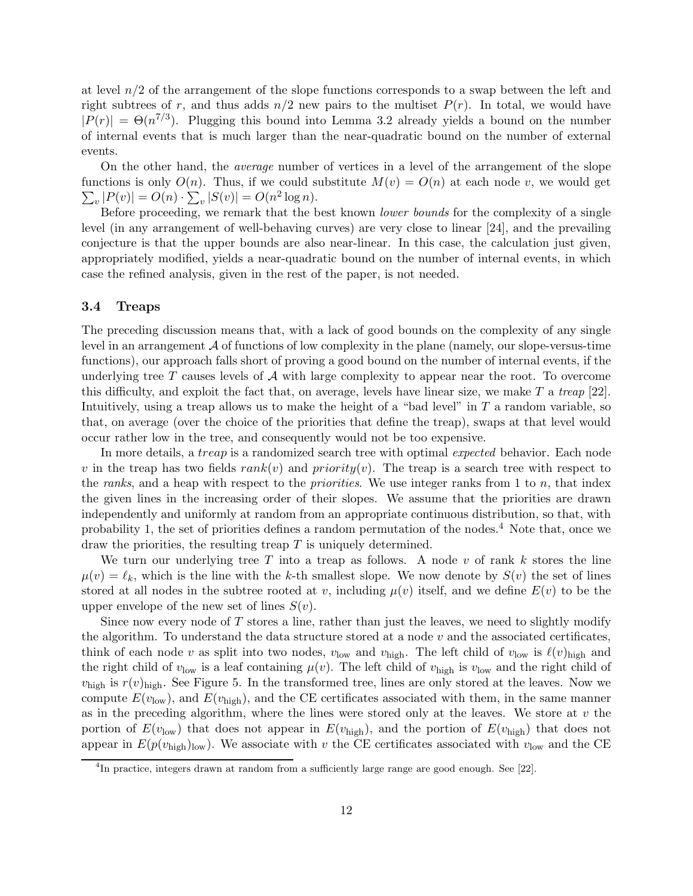at level $n/2$ of the arrangement of the slope functions corresponds to a swap between the left and right subtrees of $r$, and thus adds $n/2$ new pairs to the multiset $P(r)$. In total, we would have $|P(r)| = \Theta(n^{7/3})$. Plugging this bound into Lemma 3.2 already yields a bound on the number of internal events that is much larger than the near-quadratic bound on the number of external events.

On the other hand, the *average* number of vertices in a level of the arrangement of the slope functions is only $O(n)$. Thus, if we could substitute $M(v) = O(n)$ at each node $v$, we would get $\sum_v |P(v)| = O(n) \cdot \sum_v |S(v)| = O(n^2 \log n)$.

Before proceeding, we remark that the best known *lower bounds* for the complexity of a single level (in any arrangement of well-behaving curves) are very close to linear [24], and the prevailing conjecture is that the upper bounds are also near-linear. In this case, the calculation just given, appropriately modified, yields a near-quadratic bound on the number of internal events, in which case the refined analysis, given in the rest of the paper, is not needed.

### 3.4 Treaps

The preceding discussion means that, with a lack of good bounds on the complexity of any single level in an arrangement $\mathcal{A}$ of functions of low complexity in the plane (namely, our slope-versus-time functions), our approach falls short of proving a good bound on the number of internal events, if the underlying tree $T$ causes levels of $\mathcal{A}$ with large complexity to appear near the root. To overcome this difficulty, and exploit the fact that, on average, levels have linear size, we make $T$ a *treap* [22]. Intuitively, using a treap allows us to make the height of a "bad level" in $T$ a random variable, so that, on average (over the choice of the priorities that define the treap), swaps at that level would occur rather low in the tree, and consequently would not be too expensive.

In more details, a *treap* is a randomized search tree with optimal *expected* behavior. Each node $v$ in the treap has two fields $rank(v)$ and $priority(v)$. The treap is a search tree with respect to the *ranks*, and a heap with respect to the *priorities*. We use integer ranks from 1 to $n$, that index the given lines in the increasing order of their slopes. We assume that the priorities are drawn independently and uniformly at random from an appropriate continuous distribution, so that, with probability 1, the set of priorities defines a random permutation of the nodes.[4] Note that, once we draw the priorities, the resulting treap $T$ is uniquely determined.

We turn our underlying tree $T$ into a treap as follows. A node $v$ of rank $k$ stores the line $\mu(v) = \ell_k$, which is the line with the $k$-th smallest slope. We now denote by $S(v)$ the set of lines stored at all nodes in the subtree rooted at $v$, including $\mu(v)$ itself, and we define $E(v)$ to be the upper envelope of the new set of lines $S(v)$.

Since now every node of $T$ stores a line, rather than just the leaves, we need to slightly modify the algorithm. To understand the data structure stored at a node $v$ and the associated certificates, think of each node $v$ as split into two nodes, $v_{\rm low}$ and $v_{\rm high}$. The left child of $v_{\rm low}$ is $\ell(v)_{\rm high}$ and the right child of $v_{\rm low}$ is a leaf containing $\mu(v)$. The left child of $v_{\rm high}$ is $v_{\rm low}$ and the right child of $v_{\rm high}$ is $r(v)_{\rm high}$. See Figure 5. In the transformed tree, lines are only stored at the leaves. Now we compute $E(v_{\rm low})$, and $E(v_{\rm high})$, and the CE certificates associated with them, in the same manner as in the preceding algorithm, where the lines were stored only at the leaves. We store at $v$ the portion of $E(v_{\rm low})$ that does not appear in $E(v_{\rm high})$, and the portion of $E(v_{\rm high})$ that does not appear in $E(p(v_{\rm high})_{\rm low})$. We associate with $v$ the CE certificates associated with $v_{\rm low}$ and the CE

[4] In practice, integers drawn at random from a sufficiently large range are good enough. See [22].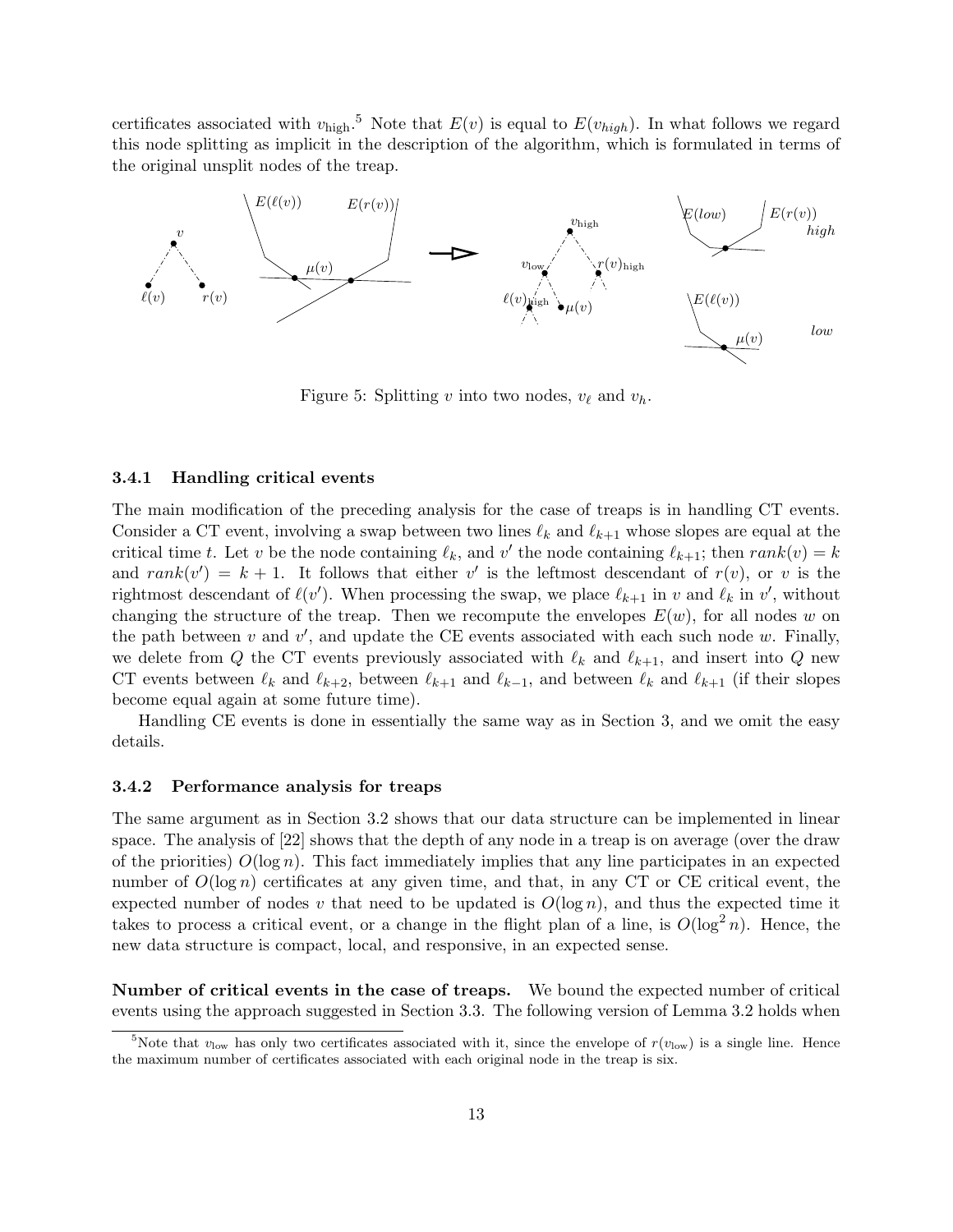certificates associated with $v_{\text{high}}$.[5] Note that $E(v)$ is equal to $E(v_{high})$. In what follows we regard this node splitting as implicit in the description of the algorithm, which is formulated in terms of the original unsplit nodes of the treap.

Figure 5: Splitting $v$ into two nodes, $v_\ell$ and $v_h$.

### 3.4.1 Handling critical events

The main modification of the preceding analysis for the case of treaps is in handling CT events. Consider a CT event, involving a swap between two lines $\ell_k$ and $\ell_{k+1}$ whose slopes are equal at the critical time $t$. Let $v$ be the node containing $\ell_k$, and $v'$ the node containing $\ell_{k+1}$; then $rank(v) = k$ and $rank(v') = k + 1$. It follows that either $v'$ is the leftmost descendant of $r(v)$, or $v$ is the rightmost descendant of $\ell(v')$. When processing the swap, we place $\ell_{k+1}$ in $v$ and $\ell_k$ in $v'$, without changing the structure of the treap. Then we recompute the envelopes $E(w)$, for all nodes $w$ on the path between $v$ and $v'$, and update the CE events associated with each such node $w$. Finally, we delete from $Q$ the CT events previously associated with $\ell_k$ and $\ell_{k+1}$, and insert into $Q$ new CT events between $\ell_k$ and $\ell_{k+2}$, between $\ell_{k+1}$ and $\ell_{k-1}$, and between $\ell_k$ and $\ell_{k+1}$ (if their slopes become equal again at some future time).

Handling CE events is done in essentially the same way as in Section 3, and we omit the easy details.

### 3.4.2 Performance analysis for treaps

The same argument as in Section 3.2 shows that our data structure can be implemented in linear space. The analysis of [22] shows that the depth of any node in a treap is on average (over the draw of the priorities) $O(\log n)$. This fact immediately implies that any line participates in an expected number of $O(\log n)$ certificates at any given time, and that, in any CT or CE critical event, the expected number of nodes $v$ that need to be updated is $O(\log n)$, and thus the expected time it takes to process a critical event, or a change in the flight plan of a line, is $O(\log^2 n)$. Hence, the new data structure is compact, local, and responsive, in an expected sense.

**Number of critical events in the case of treaps.** We bound the expected number of critical events using the approach suggested in Section 3.3. The following version of Lemma 3.2 holds when

[5] Note that $v_{\text{low}}$ has only two certificates associated with it, since the envelope of $r(v_{\text{low}})$ is a single line. Hence the maximum number of certificates associated with each original node in the treap is six.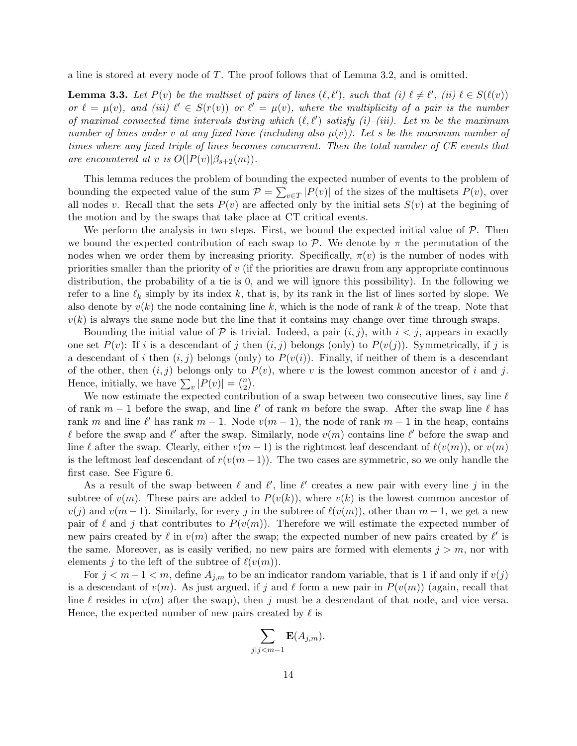a line is stored at every node of $T$. The proof follows that of Lemma 3.2, and is omitted.

**Lemma 3.3.** *Let $P(v)$ be the multiset of pairs of lines $(\ell, \ell')$, such that (i) $\ell \neq \ell'$, (ii) $\ell \in S(\ell(v))$ or $\ell = \mu(v)$, and (iii) $\ell' \in S(r(v))$ or $\ell' = \mu(v)$, where the multiplicity of a pair is the number of maximal connected time intervals during which $(\ell, \ell')$ satisfy (i)–(iii). Let $m$ be the maximum number of lines under $v$ at any fixed time (including also $\mu(v)$). Let $s$ be the maximum number of times where any fixed triple of lines becomes concurrent. Then the total number of CE events that are encountered at $v$ is $O(|P(v)|\beta_{s+2}(m))$.*

This lemma reduces the problem of bounding the expected number of events to the problem of bounding the expected value of the sum $\mathcal{P} = \sum_{v \in T} |P(v)|$ of the sizes of the multisets $P(v)$, over all nodes $v$. Recall that the sets $P(v)$ are affected only by the initial sets $S(v)$ at the begining of the motion and by the swaps that take place at CT critical events.

We perform the analysis in two steps. First, we bound the expected initial value of $\mathcal{P}$. Then we bound the expected contribution of each swap to $\mathcal{P}$. We denote by $\pi$ the permutation of the nodes when we order them by increasing priority. Specifically, $\pi(v)$ is the number of nodes with priorities smaller than the priority of $v$ (if the priorities are drawn from any appropriate continuous distribution, the probability of a tie is 0, and we will ignore this possibility). In the following we refer to a line $\ell_k$ simply by its index $k$, that is, by its rank in the list of lines sorted by slope. We also denote by $v(k)$ the node containing line $k$, which is the node of rank $k$ of the treap. Note that $v(k)$ is always the same node but the line that it contains may change over time through swaps.

Bounding the initial value of $\mathcal{P}$ is trivial. Indeed, a pair $(i, j)$, with $i < j$, appears in exactly one set $P(v)$: If $i$ is a descendant of $j$ then $(i, j)$ belongs (only) to $P(v(j))$. Symmetrically, if $j$ is a descendant of $i$ then $(i, j)$ belongs (only) to $P(v(i))$. Finally, if neither of them is a descendant of the other, then $(i, j)$ belongs only to $P(v)$, where $v$ is the lowest common ancestor of $i$ and $j$. Hence, initially, we have $\sum_v |P(v)| = \binom{n}{2}$.

We now estimate the expected contribution of a swap between two consecutive lines, say line $\ell$ of rank $m-1$ before the swap, and line $\ell'$ of rank $m$ before the swap. After the swap line $\ell$ has rank $m$ and line $\ell'$ has rank $m-1$. Node $v(m-1)$, the node of rank $m-1$ in the heap, contains $\ell$ before the swap and $\ell'$ after the swap. Similarly, node $v(m)$ contains line $\ell'$ before the swap and line $\ell$ after the swap. Clearly, either $v(m-1)$ is the rightmost leaf descendant of $\ell(v(m))$, or $v(m)$ is the leftmost leaf descendant of $r(v(m-1))$. The two cases are symmetric, so we only handle the first case. See Figure 6.

As a result of the swap between $\ell$ and $\ell'$, line $\ell'$ creates a new pair with every line $j$ in the subtree of $v(m)$. These pairs are added to $P(v(k))$, where $v(k)$ is the lowest common ancestor of $v(j)$ and $v(m-1)$. Similarly, for every $j$ in the subtree of $\ell(v(m))$, other than $m-1$, we get a new pair of $\ell$ and $j$ that contributes to $P(v(m))$. Therefore we will estimate the expected number of new pairs created by $\ell$ in $v(m)$ after the swap; the expected number of new pairs created by $\ell'$ is the same. Moreover, as is easily verified, no new pairs are formed with elements $j > m$, nor with elements $j$ to the left of the subtree of $\ell(v(m))$.

For $j < m-1 < m$, define $A_{j,m}$ to be an indicator random variable, that is 1 if and only if $v(j)$ is a descendant of $v(m)$. As just argued, if $j$ and $\ell$ form a new pair in $P(v(m))$ (again, recall that line $\ell$ resides in $v(m)$ after the swap), then $j$ must be a descendant of that node, and vice versa. Hence, the expected number of new pairs created by $\ell$ is

$$\sum_{j | j < m-1} \mathbf{E}(A_{j,m}).$$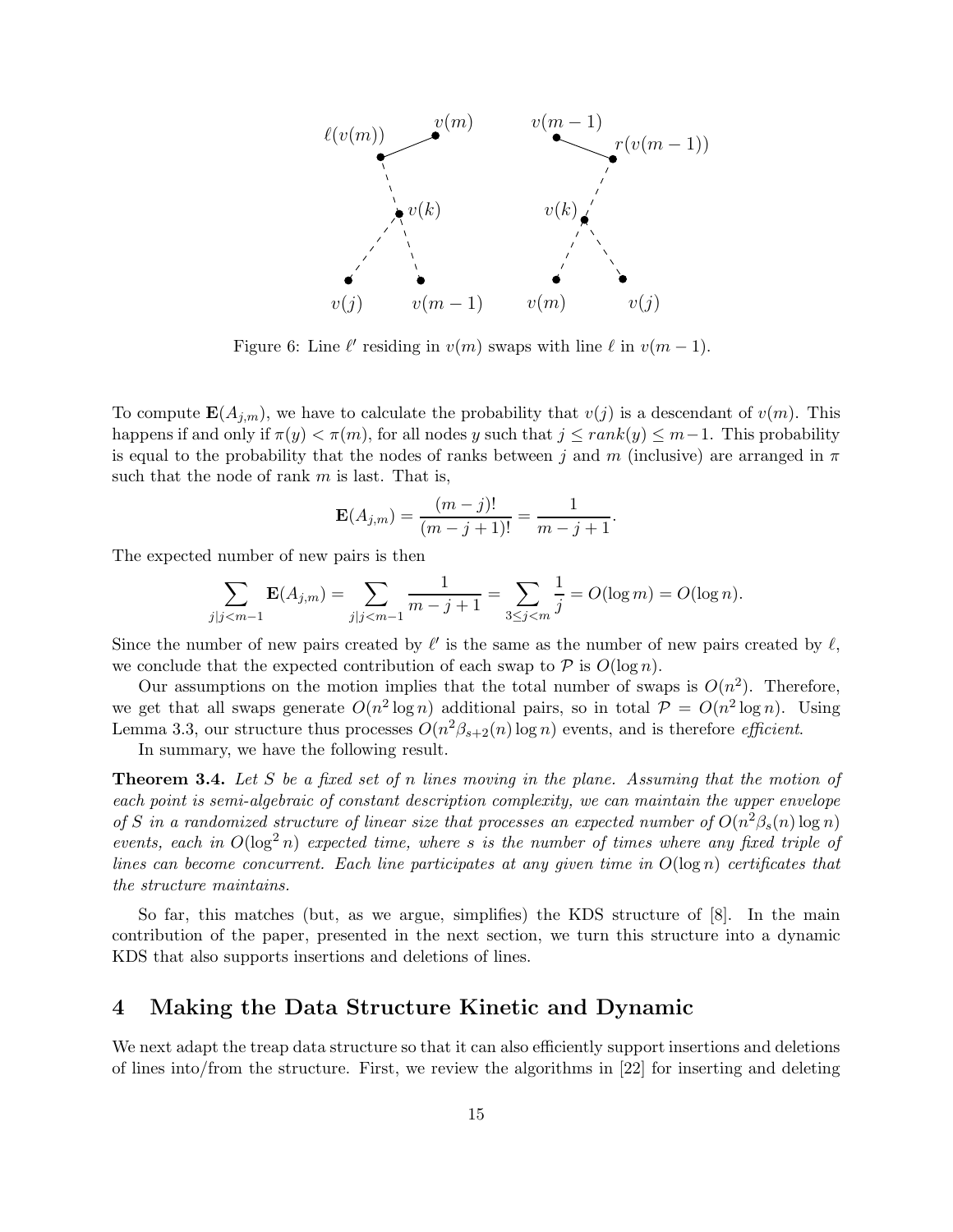Figure 6: Line $\ell'$ residing in $v(m)$ swaps with line $\ell$ in $v(m-1)$.

To compute $\mathbf{E}(A_{j,m})$, we have to calculate the probability that $v(j)$ is a descendant of $v(m)$. This happens if and only if $\pi(y) < \pi(m)$, for all nodes $y$ such that $j \leq rank(y) \leq m-1$. This probability is equal to the probability that the nodes of ranks between $j$ and $m$ (inclusive) are arranged in $\pi$ such that the node of rank $m$ is last. That is,

$$\mathbf{E}(A_{j,m}) = \frac{(m-j)!}{(m-j+1)!} = \frac{1}{m-j+1}.$$

The expected number of new pairs is then

$$\sum_{j|j<m-1} \mathbf{E}(A_{j,m}) = \sum_{j|j<m-1} \frac{1}{m-j+1} = \sum_{3 \leq j < m} \frac{1}{j} = O(\log m) = O(\log n).$$

Since the number of new pairs created by $\ell'$ is the same as the number of new pairs created by $\ell$, we conclude that the expected contribution of each swap to $\mathcal{P}$ is $O(\log n)$.

Our assumptions on the motion implies that the total number of swaps is $O(n^2)$. Therefore, we get that all swaps generate $O(n^2 \log n)$ additional pairs, so in total $\mathcal{P} = O(n^2 \log n)$. Using Lemma 3.3, our structure thus processes $O(n^2 \beta_{s+2}(n) \log n)$ events, and is therefore *efficient*.

In summary, we have the following result.

**Theorem 3.4.** *Let $S$ be a fixed set of $n$ lines moving in the plane. Assuming that the motion of each point is semi-algebraic of constant description complexity, we can maintain the upper envelope of $S$ in a randomized structure of linear size that processes an expected number of $O(n^2 \beta_s(n) \log n)$ events, each in $O(\log^2 n)$ expected time, where $s$ is the number of times where any fixed triple of lines can become concurrent. Each line participates at any given time in $O(\log n)$ certificates that the structure maintains.*

So far, this matches (but, as we argue, simplifies) the KDS structure of [8]. In the main contribution of the paper, presented in the next section, we turn this structure into a dynamic KDS that also supports insertions and deletions of lines.

# 4 Making the Data Structure Kinetic and Dynamic

We next adapt the treap data structure so that it can also efficiently support insertions and deletions of lines into/from the structure. First, we review the algorithms in [22] for inserting and deleting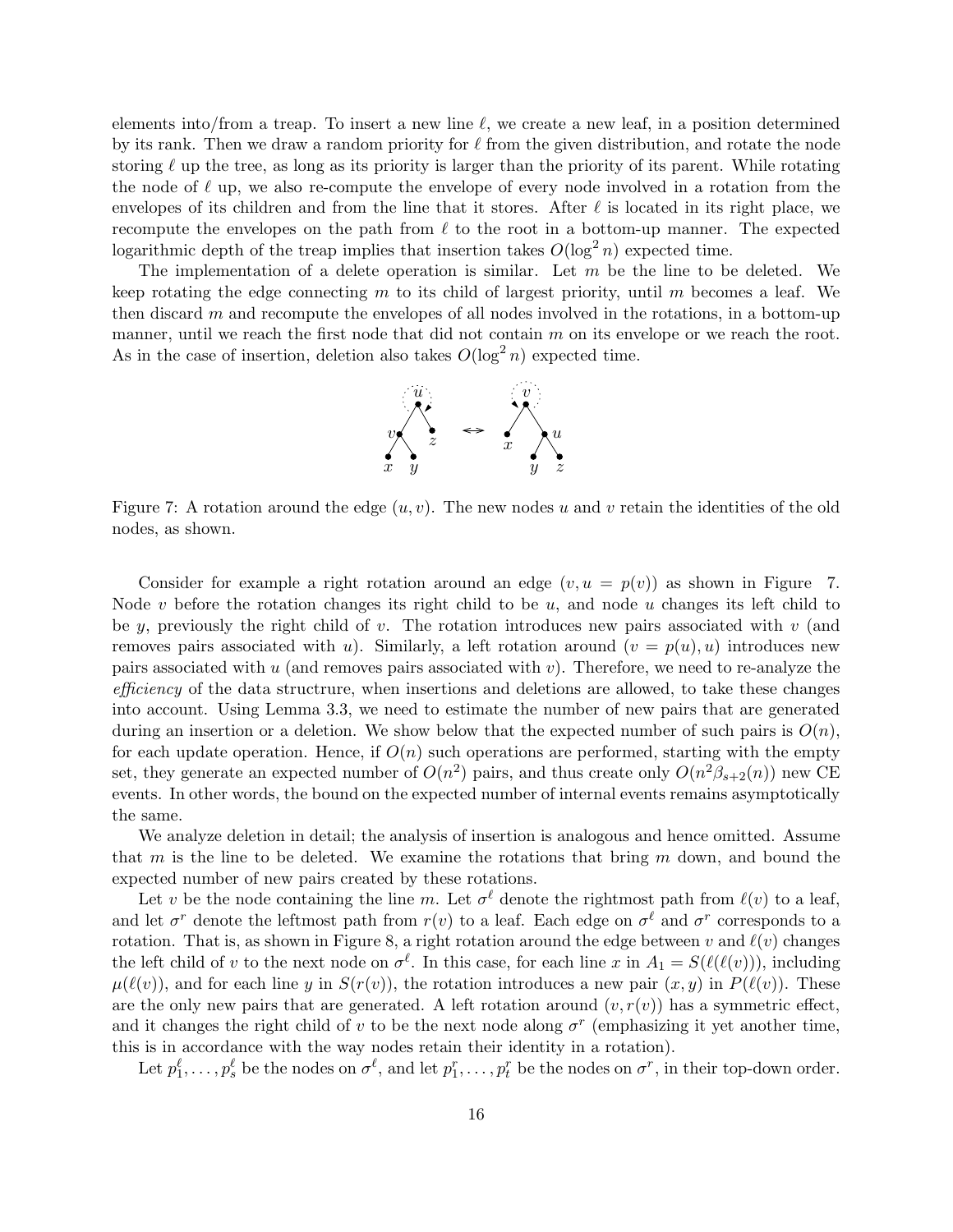elements into/from a treap. To insert a new line $\ell$, we create a new leaf, in a position determined by its rank. Then we draw a random priority for $\ell$ from the given distribution, and rotate the node storing $\ell$ up the tree, as long as its priority is larger than the priority of its parent. While rotating the node of $\ell$ up, we also re-compute the envelope of every node involved in a rotation from the envelopes of its children and from the line that it stores. After $\ell$ is located in its right place, we recompute the envelopes on the path from $\ell$ to the root in a bottom-up manner. The expected logarithmic depth of the treap implies that insertion takes $O(\log^2 n)$ expected time.

The implementation of a delete operation is similar. Let $m$ be the line to be deleted. We keep rotating the edge connecting $m$ to its child of largest priority, until $m$ becomes a leaf. We then discard $m$ and recompute the envelopes of all nodes involved in the rotations, in a bottom-up manner, until we reach the first node that did not contain $m$ on its envelope or we reach the root. As in the case of insertion, deletion also takes $O(\log^2 n)$ expected time.

Figure 7: A rotation around the edge $(u, v)$. The new nodes $u$ and $v$ retain the identities of the old nodes, as shown.

Consider for example a right rotation around an edge $(v, u = p(v))$ as shown in Figure 7. Node $v$ before the rotation changes its right child to be $u$, and node $u$ changes its left child to be $y$, previously the right child of $v$. The rotation introduces new pairs associated with $v$ (and removes pairs associated with $u$). Similarly, a left rotation around $(v = p(u), u)$ introduces new pairs associated with $u$ (and removes pairs associated with $v$). Therefore, we need to re-analyze the *efficiency* of the data structrure, when insertions and deletions are allowed, to take these changes into account. Using Lemma 3.3, we need to estimate the number of new pairs that are generated during an insertion or a deletion. We show below that the expected number of such pairs is $O(n)$, for each update operation. Hence, if $O(n)$ such operations are performed, starting with the empty set, they generate an expected number of $O(n^2)$ pairs, and thus create only $O(n^2\beta_{s+2}(n))$ new CE events. In other words, the bound on the expected number of internal events remains asymptotically the same.

We analyze deletion in detail; the analysis of insertion is analogous and hence omitted. Assume that $m$ is the line to be deleted. We examine the rotations that bring $m$ down, and bound the expected number of new pairs created by these rotations.

Let $v$ be the node containing the line $m$. Let $\sigma^\ell$ denote the rightmost path from $\ell(v)$ to a leaf, and let $\sigma^r$ denote the leftmost path from $r(v)$ to a leaf. Each edge on $\sigma^\ell$ and $\sigma^r$ corresponds to a rotation. That is, as shown in Figure 8, a right rotation around the edge between $v$ and $\ell(v)$ changes the left child of $v$ to the next node on $\sigma^\ell$. In this case, for each line $x$ in $A_1 = S(\ell(\ell(v)))$, including $\mu(\ell(v))$, and for each line $y$ in $S(r(v))$, the rotation introduces a new pair $(x, y)$ in $P(\ell(v))$. These are the only new pairs that are generated. A left rotation around $(v, r(v))$ has a symmetric effect, and it changes the right child of $v$ to be the next node along $\sigma^r$ (emphasizing it yet another time, this is in accordance with the way nodes retain their identity in a rotation).

Let $p_1^\ell, \ldots, p_s^\ell$ be the nodes on $\sigma^\ell$, and let $p_1^r, \ldots, p_t^r$ be the nodes on $\sigma^r$, in their top-down order.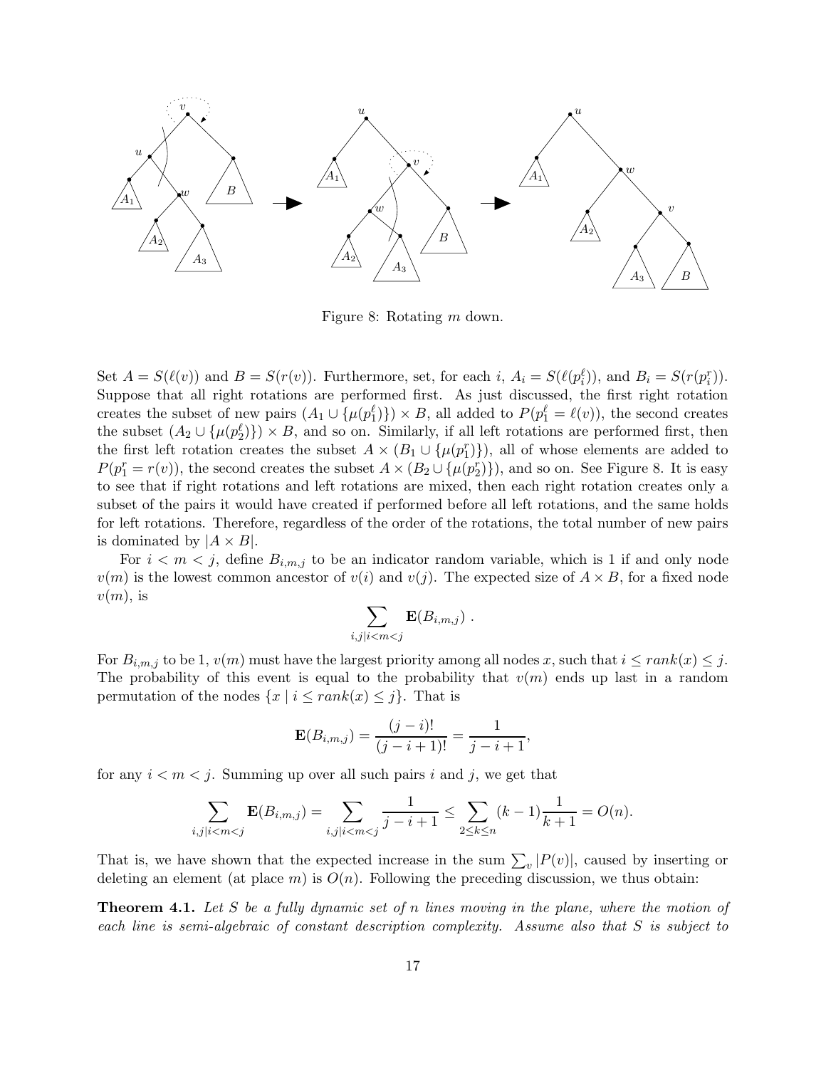Figure 8: Rotating $m$ down.

Set $A = S(\ell(v))$ and $B = S(r(v))$. Furthermore, set, for each $i$, $A_i = S(\ell(p_i^\ell))$, and $B_i = S(r(p_i^r))$. Suppose that all right rotations are performed first. As just discussed, the first right rotation creates the subset of new pairs $(A_1 \cup \{\mu(p_1^\ell)\}) \times B$, all added to $P(p_1^\ell = \ell(v))$, the second creates the subset $(A_2 \cup \{\mu(p_2^\ell)\}) \times B$, and so on. Similarly, if all left rotations are performed first, then the first left rotation creates the subset $A \times (B_1 \cup \{\mu(p_1^r)\})$, all of whose elements are added to $P(p_1^r = r(v))$, the second creates the subset $A \times (B_2 \cup \{\mu(p_2^r)\})$, and so on. See Figure 8. It is easy to see that if right rotations and left rotations are mixed, then each right rotation creates only a subset of the pairs it would have created if performed before all left rotations, and the same holds for left rotations. Therefore, regardless of the order of the rotations, the total number of new pairs is dominated by $|A \times B|$.

For $i < m < j$, define $B_{i,m,j}$ to be an indicator random variable, which is 1 if and only node $v(m)$ is the lowest common ancestor of $v(i)$ and $v(j)$. The expected size of $A \times B$, for a fixed node $v(m)$, is

$$\sum_{i,j \mid i<m<j} \mathbf{E}(B_{i,m,j}) \ .$$

For $B_{i,m,j}$ to be 1, $v(m)$ must have the largest priority among all nodes $x$, such that $i \le rank(x) \le j$. The probability of this event is equal to the probability that $v(m)$ ends up last in a random permutation of the nodes $\{x \mid i \le rank(x) \le j\}$. That is

$$\mathbf{E}(B_{i,m,j}) = \frac{(j-i)!}{(j-i+1)!} = \frac{1}{j-i+1},$$

for any $i < m < j$. Summing up over all such pairs $i$ and $j$, we get that

$$\sum_{i,j \mid i<m<j} \mathbf{E}(B_{i,m,j}) = \sum_{i,j \mid i<m<j} \frac{1}{j-i+1} \le \sum_{2 \le k \le n} (k-1)\frac{1}{k+1} = O(n).$$

That is, we have shown that the expected increase in the sum $\sum_v |P(v)|$, caused by inserting or deleting an element (at place $m$) is $O(n)$. Following the preceding discussion, we thus obtain:

**Theorem 4.1.** *Let $S$ be a fully dynamic set of $n$ lines moving in the plane, where the motion of each line is semi-algebraic of constant description complexity. Assume also that $S$ is subject to*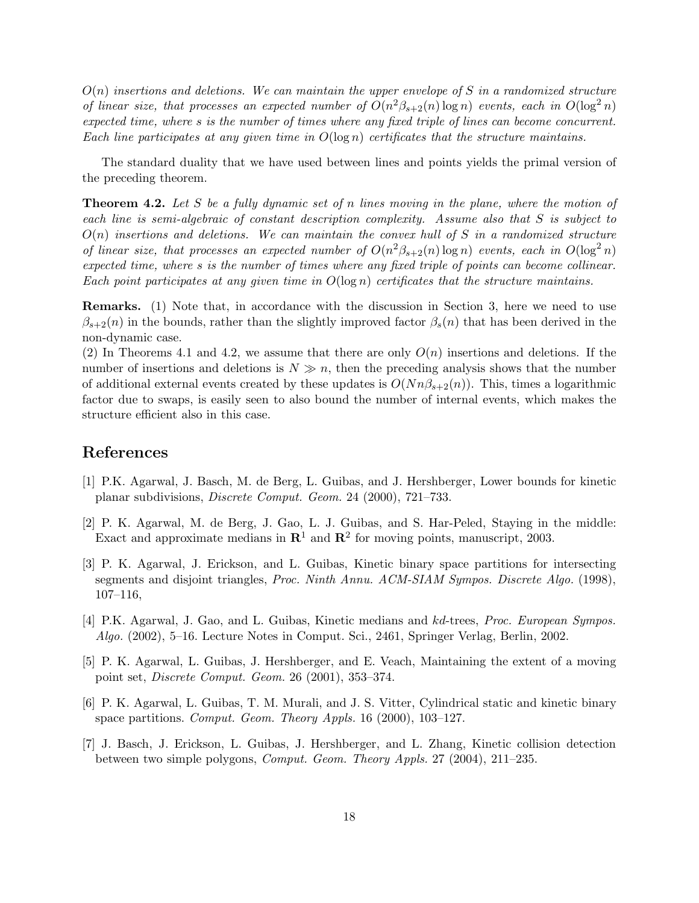*$O(n)$ insertions and deletions. We can maintain the upper envelope of $S$ in a randomized structure of linear size, that processes an expected number of $O(n^2\beta_{s+2}(n)\log n)$ events, each in $O(\log^2 n)$ expected time, where $s$ is the number of times where any fixed triple of lines can become concurrent. Each line participates at any given time in $O(\log n)$ certificates that the structure maintains.*

The standard duality that we have used between lines and points yields the primal version of the preceding theorem.

**Theorem 4.2.** *Let $S$ be a fully dynamic set of $n$ lines moving in the plane, where the motion of each line is semi-algebraic of constant description complexity. Assume also that $S$ is subject to $O(n)$ insertions and deletions. We can maintain the convex hull of $S$ in a randomized structure of linear size, that processes an expected number of $O(n^2\beta_{s+2}(n)\log n)$ events, each in $O(\log^2 n)$ expected time, where $s$ is the number of times where any fixed triple of points can become collinear. Each point participates at any given time in $O(\log n)$ certificates that the structure maintains.*

**Remarks.** (1) Note that, in accordance with the discussion in Section 3, here we need to use $\beta_{s+2}(n)$ in the bounds, rather than the slightly improved factor $\beta_s(n)$ that has been derived in the non-dynamic case.
(2) In Theorems 4.1 and 4.2, we assume that there are only $O(n)$ insertions and deletions. If the number of insertions and deletions is $N \gg n$, then the preceding analysis shows that the number of additional external events created by these updates is $O(Nn\beta_{s+2}(n))$. This, times a logarithmic factor due to swaps, is easily seen to also bound the number of internal events, which makes the structure efficient also in this case.

# References

[1] P.K. Agarwal, J. Basch, M. de Berg, L. Guibas, and J. Hershberger, Lower bounds for kinetic planar subdivisions, *Discrete Comput. Geom.* 24 (2000), 721–733.

[2] P. K. Agarwal, M. de Berg, J. Gao, L. J. Guibas, and S. Har-Peled, Staying in the middle: Exact and approximate medians in $\mathbf{R}^1$ and $\mathbf{R}^2$ for moving points, manuscript, 2003.

[3] P. K. Agarwal, J. Erickson, and L. Guibas, Kinetic binary space partitions for intersecting segments and disjoint triangles, *Proc. Ninth Annu. ACM-SIAM Sympos. Discrete Algo.* (1998), 107–116,

[4] P.K. Agarwal, J. Gao, and L. Guibas, Kinetic medians and *kd*-trees, *Proc. European Sympos. Algo.* (2002), 5–16. Lecture Notes in Comput. Sci., 2461, Springer Verlag, Berlin, 2002.

[5] P. K. Agarwal, L. Guibas, J. Hershberger, and E. Veach, Maintaining the extent of a moving point set, *Discrete Comput. Geom.* 26 (2001), 353–374.

[6] P. K. Agarwal, L. Guibas, T. M. Murali, and J. S. Vitter, Cylindrical static and kinetic binary space partitions. *Comput. Geom. Theory Appls.* 16 (2000), 103–127.

[7] J. Basch, J. Erickson, L. Guibas, J. Hershberger, and L. Zhang, Kinetic collision detection between two simple polygons, *Comput. Geom. Theory Appls.* 27 (2004), 211–235.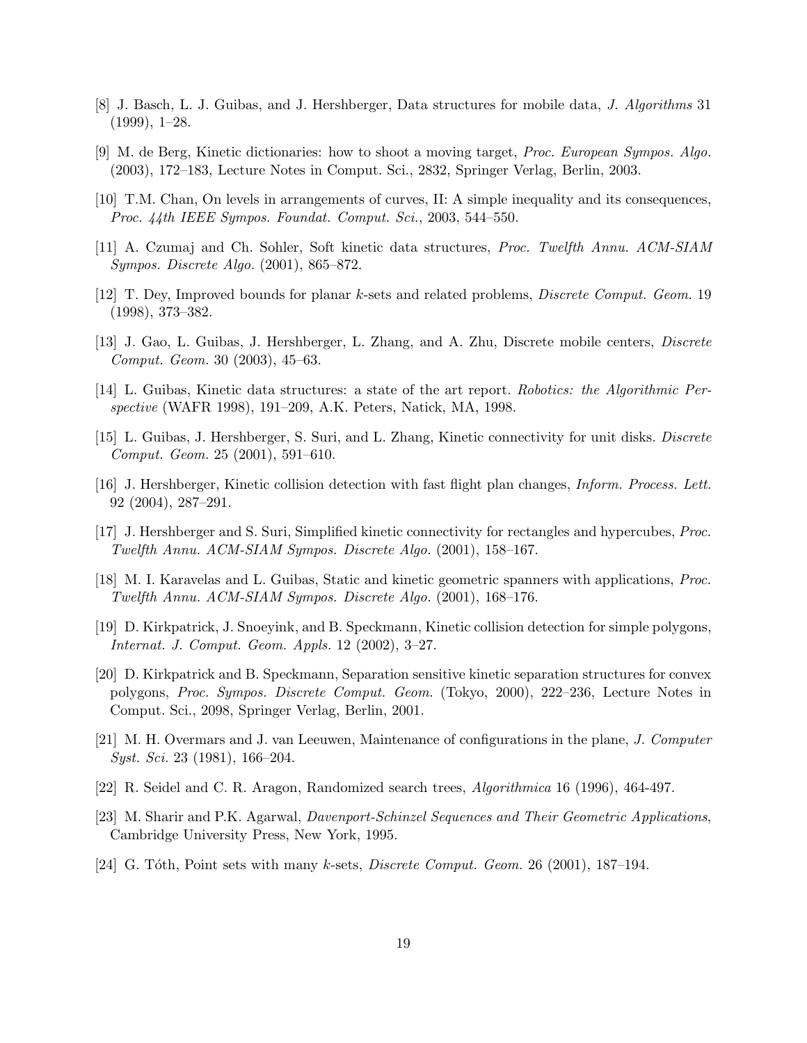[8] J. Basch, L. J. Guibas, and J. Hershberger, Data structures for mobile data, *J. Algorithms* 31 (1999), 1–28.

[9] M. de Berg, Kinetic dictionaries: how to shoot a moving target, *Proc. European Sympos. Algo.* (2003), 172–183, Lecture Notes in Comput. Sci., 2832, Springer Verlag, Berlin, 2003.

[10] T.M. Chan, On levels in arrangements of curves, II: A simple inequality and its consequences, *Proc. 44th IEEE Sympos. Foundat. Comput. Sci.*, 2003, 544–550.

[11] A. Czumaj and Ch. Sohler, Soft kinetic data structures, *Proc. Twelfth Annu. ACM-SIAM Sympos. Discrete Algo.* (2001), 865–872.

[12] T. Dey, Improved bounds for planar $k$-sets and related problems, *Discrete Comput. Geom.* 19 (1998), 373–382.

[13] J. Gao, L. Guibas, J. Hershberger, L. Zhang, and A. Zhu, Discrete mobile centers, *Discrete Comput. Geom.* 30 (2003), 45–63.

[14] L. Guibas, Kinetic data structures: a state of the art report. *Robotics: the Algorithmic Perspective* (WAFR 1998), 191–209, A.K. Peters, Natick, MA, 1998.

[15] L. Guibas, J. Hershberger, S. Suri, and L. Zhang, Kinetic connectivity for unit disks. *Discrete Comput. Geom.* 25 (2001), 591–610.

[16] J. Hershberger, Kinetic collision detection with fast flight plan changes, *Inform. Process. Lett.* 92 (2004), 287–291.

[17] J. Hershberger and S. Suri, Simplified kinetic connectivity for rectangles and hypercubes, *Proc. Twelfth Annu. ACM-SIAM Sympos. Discrete Algo.* (2001), 158–167.

[18] M. I. Karavelas and L. Guibas, Static and kinetic geometric spanners with applications, *Proc. Twelfth Annu. ACM-SIAM Sympos. Discrete Algo.* (2001), 168–176.

[19] D. Kirkpatrick, J. Snoeyink, and B. Speckmann, Kinetic collision detection for simple polygons, *Internat. J. Comput. Geom. Appls.* 12 (2002), 3–27.

[20] D. Kirkpatrick and B. Speckmann, Separation sensitive kinetic separation structures for convex polygons, *Proc. Sympos. Discrete Comput. Geom.* (Tokyo, 2000), 222–236, Lecture Notes in Comput. Sci., 2098, Springer Verlag, Berlin, 2001.

[21] M. H. Overmars and J. van Leeuwen, Maintenance of configurations in the plane, *J. Computer Syst. Sci.* 23 (1981), 166–204.

[22] R. Seidel and C. R. Aragon, Randomized search trees, *Algorithmica* 16 (1996), 464-497.

[23] M. Sharir and P.K. Agarwal, *Davenport-Schinzel Sequences and Their Geometric Applications*, Cambridge University Press, New York, 1995.

[24] G. Tóth, Point sets with many $k$-sets, *Discrete Comput. Geom.* 26 (2001), 187–194.